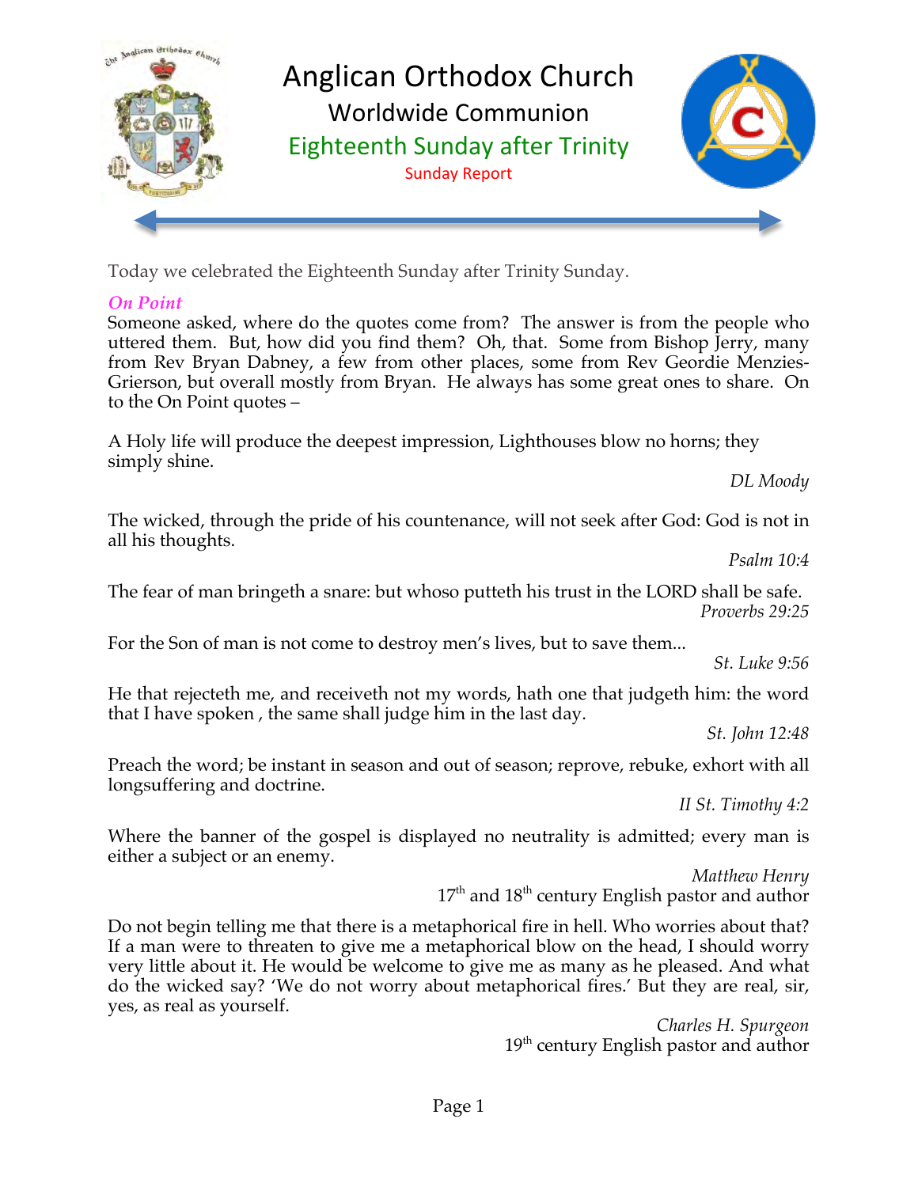# Anglican Orthodox Church

## Worldwide Communion

## Eighteenth Sunday after Trinity

### Sunday Report

Today we celebrated the Eighteenth Sunday after Trinity Sunday.

***On Point***

Someone asked, where do the quotes come from? The answer is from the people who uttered them. But, how did you find them? Oh, that. Some from Bishop Jerry, many from Rev Bryan Dabney, a few from other places, some from Rev Geordie Menzies-Grierson, but overall mostly from Bryan. He always has some great ones to share. On to the On Point quotes –

A Holy life will produce the deepest impression, Lighthouses blow no horns; they simply shine.

*DL Moody*

The wicked, through the pride of his countenance, will not seek after God: God is not in all his thoughts.

*Psalm 10:4*

The fear of man bringeth a snare: but whoso putteth his trust in the LORD shall be safe.

*Proverbs 29:25*

For the Son of man is not come to destroy men's lives, but to save them...

*St. Luke 9:56*

He that rejecteth me, and receiveth not my words, hath one that judgeth him: the word that I have spoken , the same shall judge him in the last day.

*St. John 12:48*

Preach the word; be instant in season and out of season; reprove, rebuke, exhort with all longsuffering and doctrine.

*II St. Timothy 4:2*

Where the banner of the gospel is displayed no neutrality is admitted; every man is either a subject or an enemy.

*Matthew Henry*
17th and 18th century English pastor and author

Do not begin telling me that there is a metaphorical fire in hell. Who worries about that? If a man were to threaten to give me a metaphorical blow on the head, I should worry very little about it. He would be welcome to give me as many as he pleased. And what do the wicked say? 'We do not worry about metaphorical fires.' But they are real, sir, yes, as real as yourself.

*Charles H. Spurgeon*
19th century English pastor and author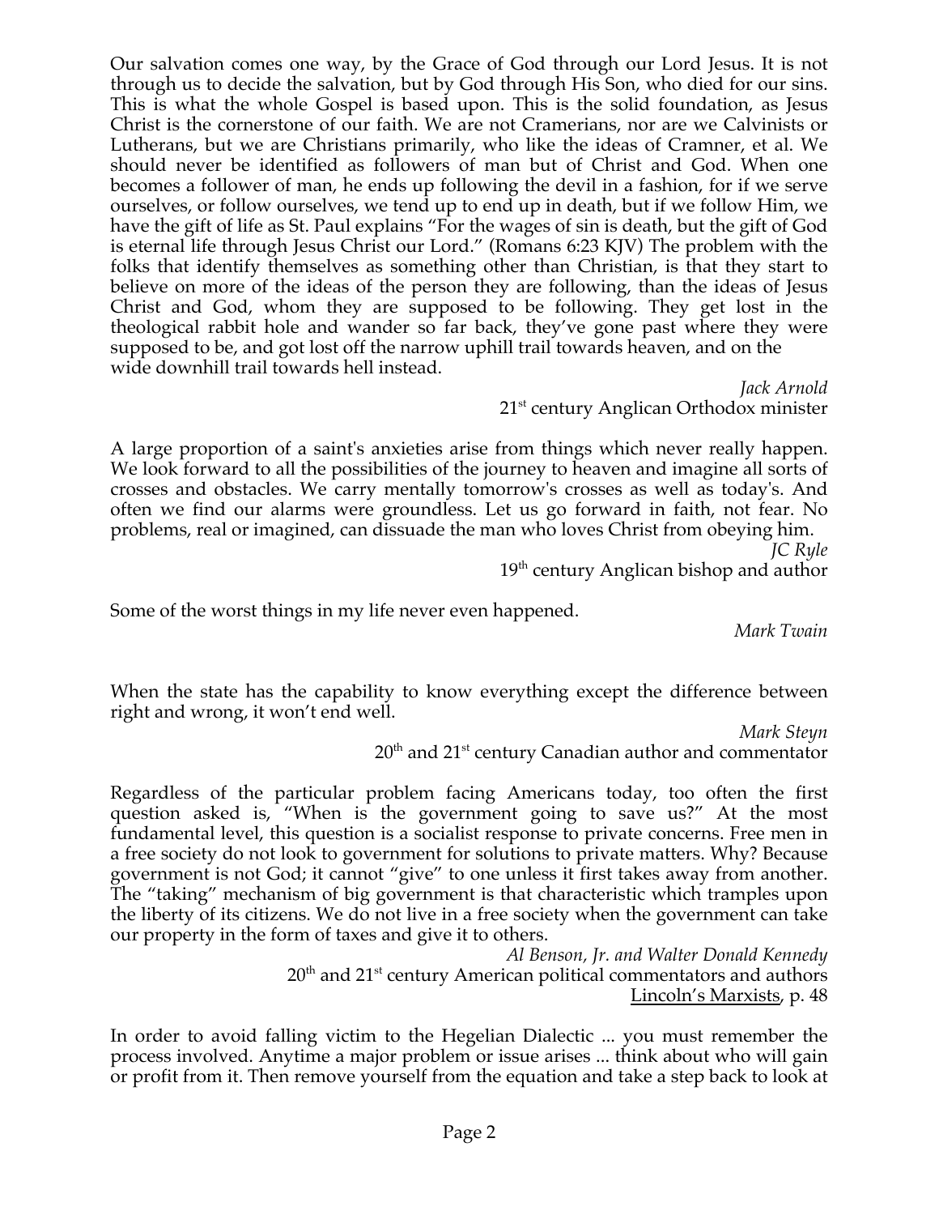Our salvation comes one way, by the Grace of God through our Lord Jesus. It is not through us to decide the salvation, but by God through His Son, who died for our sins. This is what the whole Gospel is based upon. This is the solid foundation, as Jesus Christ is the cornerstone of our faith. We are not Cramerians, nor are we Calvinists or Lutherans, but we are Christians primarily, who like the ideas of Cramner, et al. We should never be identified as followers of man but of Christ and God. When one becomes a follower of man, he ends up following the devil in a fashion, for if we serve ourselves, or follow ourselves, we tend up to end up in death, but if we follow Him, we have the gift of life as St. Paul explains "For the wages of sin is death, but the gift of God is eternal life through Jesus Christ our Lord." (Romans 6:23 KJV) The problem with the folks that identify themselves as something other than Christian, is that they start to believe on more of the ideas of the person they are following, than the ideas of Jesus Christ and God, whom they are supposed to be following. They get lost in the theological rabbit hole and wander so far back, they've gone past where they were supposed to be, and got lost off the narrow uphill trail towards heaven, and on the wide downhill trail towards hell instead.

*Jack Arnold*
21st century Anglican Orthodox minister

A large proportion of a saint's anxieties arise from things which never really happen. We look forward to all the possibilities of the journey to heaven and imagine all sorts of crosses and obstacles. We carry mentally tomorrow's crosses as well as today's. And often we find our alarms were groundless. Let us go forward in faith, not fear. No problems, real or imagined, can dissuade the man who loves Christ from obeying him.

*JC Ryle*
19th century Anglican bishop and author

Some of the worst things in my life never even happened.

*Mark Twain*

When the state has the capability to know everything except the difference between right and wrong, it won't end well.

*Mark Steyn*
20th and 21st century Canadian author and commentator

Regardless of the particular problem facing Americans today, too often the first question asked is, "When is the government going to save us?" At the most fundamental level, this question is a socialist response to private concerns. Free men in a free society do not look to government for solutions to private matters. Why? Because government is not God; it cannot "give" to one unless it first takes away from another. The "taking" mechanism of big government is that characteristic which tramples upon the liberty of its citizens. We do not live in a free society when the government can take our property in the form of taxes and give it to others.

*Al Benson, Jr. and Walter Donald Kennedy*
20th and 21st century American political commentators and authors
Lincoln's Marxists, p. 48

In order to avoid falling victim to the Hegelian Dialectic ... you must remember the process involved. Anytime a major problem or issue arises ... think about who will gain or profit from it. Then remove yourself from the equation and take a step back to look at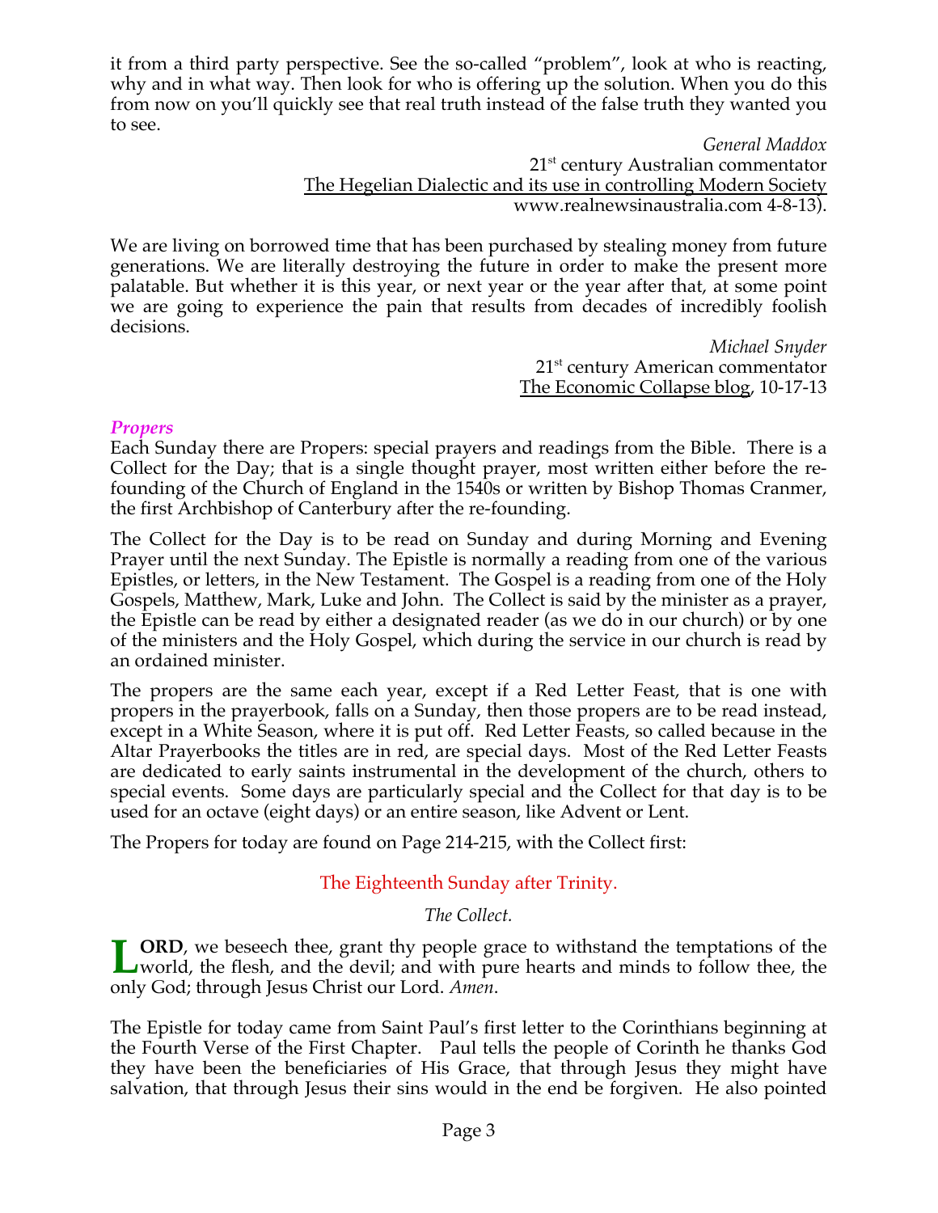it from a third party perspective. See the so-called "problem", look at who is reacting, why and in what way. Then look for who is offering up the solution. When you do this from now on you'll quickly see that real truth instead of the false truth they wanted you to see.

*General Maddox*
21st century Australian commentator
The Hegelian Dialectic and its use in controlling Modern Society
www.realnewsinaustralia.com 4-8-13).

We are living on borrowed time that has been purchased by stealing money from future generations. We are literally destroying the future in order to make the present more palatable. But whether it is this year, or next year or the year after that, at some point we are going to experience the pain that results from decades of incredibly foolish decisions.

*Michael Snyder*
21st century American commentator
The Economic Collapse blog, 10-17-13

### *Propers*

Each Sunday there are Propers: special prayers and readings from the Bible. There is a Collect for the Day; that is a single thought prayer, most written either before the re-founding of the Church of England in the 1540s or written by Bishop Thomas Cranmer, the first Archbishop of Canterbury after the re-founding.

The Collect for the Day is to be read on Sunday and during Morning and Evening Prayer until the next Sunday. The Epistle is normally a reading from one of the various Epistles, or letters, in the New Testament. The Gospel is a reading from one of the Holy Gospels, Matthew, Mark, Luke and John. The Collect is said by the minister as a prayer, the Epistle can be read by either a designated reader (as we do in our church) or by one of the ministers and the Holy Gospel, which during the service in our church is read by an ordained minister.

The propers are the same each year, except if a Red Letter Feast, that is one with propers in the prayerbook, falls on a Sunday, then those propers are to be read instead, except in a White Season, where it is put off. Red Letter Feasts, so called because in the Altar Prayerbooks the titles are in red, are special days. Most of the Red Letter Feasts are dedicated to early saints instrumental in the development of the church, others to special events. Some days are particularly special and the Collect for that day is to be used for an octave (eight days) or an entire season, like Advent or Lent.

The Propers for today are found on Page 214-215, with the Collect first:

## The Eighteenth Sunday after Trinity.

*The Collect.*

**LORD**, we beseech thee, grant thy people grace to withstand the temptations of the world, the flesh, and the devil; and with pure hearts and minds to follow thee, the only God; through Jesus Christ our Lord. *Amen*.

The Epistle for today came from Saint Paul's first letter to the Corinthians beginning at the Fourth Verse of the First Chapter. Paul tells the people of Corinth he thanks God they have been the beneficiaries of His Grace, that through Jesus they might have salvation, that through Jesus their sins would in the end be forgiven. He also pointed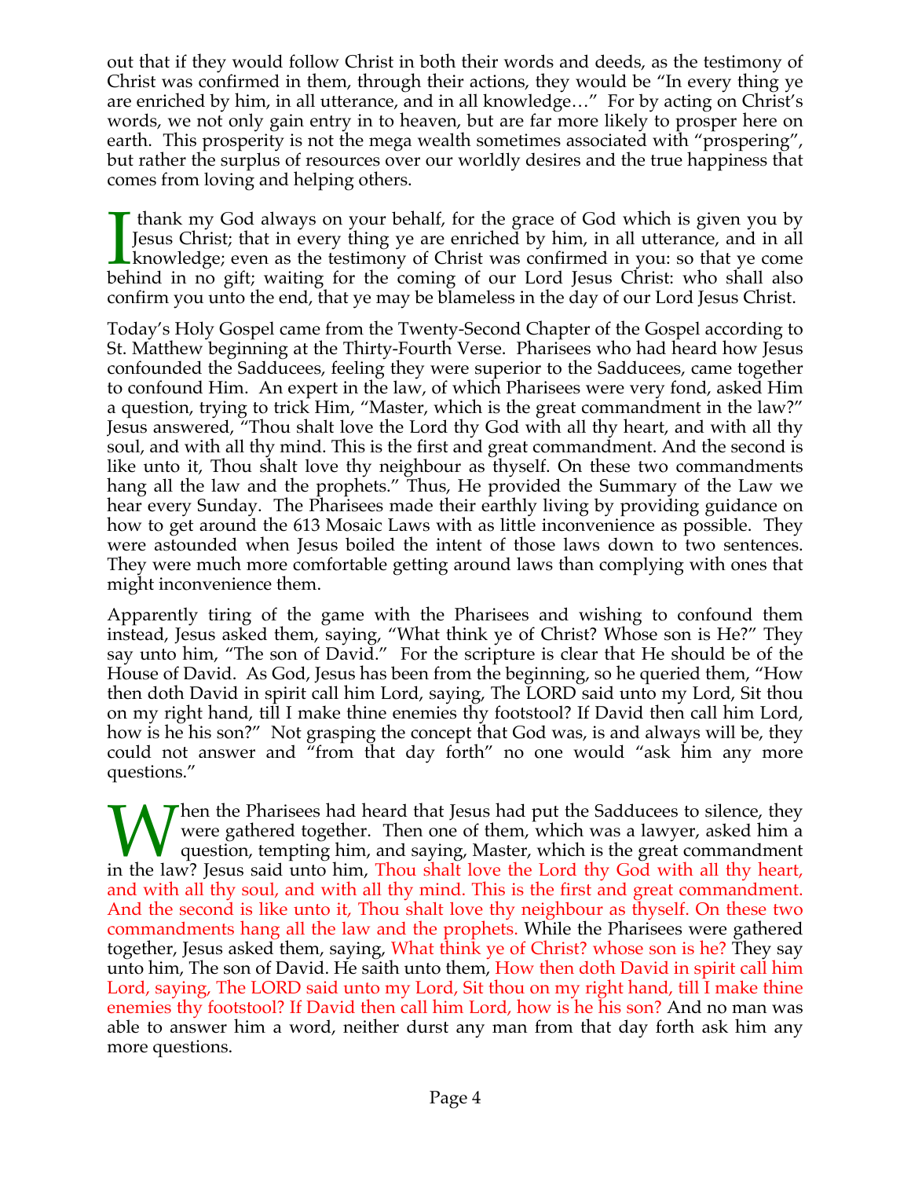out that if they would follow Christ in both their words and deeds, as the testimony of Christ was confirmed in them, through their actions, they would be "In every thing ye are enriched by him, in all utterance, and in all knowledge…" For by acting on Christ's words, we not only gain entry in to heaven, but are far more likely to prosper here on earth. This prosperity is not the mega wealth sometimes associated with "prospering", but rather the surplus of resources over our worldly desires and the true happiness that comes from loving and helping others.

I thank my God always on your behalf, for the grace of God which is given you by Jesus Christ; that in every thing ye are enriched by him, in all utterance, and in all knowledge; even as the testimony of Christ was confirmed in you: so that ye come behind in no gift; waiting for the coming of our Lord Jesus Christ: who shall also confirm you unto the end, that ye may be blameless in the day of our Lord Jesus Christ.

Today's Holy Gospel came from the Twenty-Second Chapter of the Gospel according to St. Matthew beginning at the Thirty-Fourth Verse. Pharisees who had heard how Jesus confounded the Sadducees, feeling they were superior to the Sadducees, came together to confound Him. An expert in the law, of which Pharisees were very fond, asked Him a question, trying to trick Him, "Master, which is the great commandment in the law?" Jesus answered, "Thou shalt love the Lord thy God with all thy heart, and with all thy soul, and with all thy mind. This is the first and great commandment. And the second is like unto it, Thou shalt love thy neighbour as thyself. On these two commandments hang all the law and the prophets." Thus, He provided the Summary of the Law we hear every Sunday. The Pharisees made their earthly living by providing guidance on how to get around the 613 Mosaic Laws with as little inconvenience as possible. They were astounded when Jesus boiled the intent of those laws down to two sentences. They were much more comfortable getting around laws than complying with ones that might inconvenience them.

Apparently tiring of the game with the Pharisees and wishing to confound them instead, Jesus asked them, saying, "What think ye of Christ? Whose son is He?" They say unto him, "The son of David." For the scripture is clear that He should be of the House of David. As God, Jesus has been from the beginning, so he queried them, "How then doth David in spirit call him Lord, saying, The LORD said unto my Lord, Sit thou on my right hand, till I make thine enemies thy footstool? If David then call him Lord, how is he his son?" Not grasping the concept that God was, is and always will be, they could not answer and "from that day forth" no one would "ask him any more questions."

When the Pharisees had heard that Jesus had put the Sadducees to silence, they were gathered together. Then one of them, which was a lawyer, asked him a question, tempting him, and saying, Master, which is the great commandment in the law? Jesus said unto him, Thou shalt love the Lord thy God with all thy heart, and with all thy soul, and with all thy mind. This is the first and great commandment. And the second is like unto it, Thou shalt love thy neighbour as thyself. On these two commandments hang all the law and the prophets. While the Pharisees were gathered together, Jesus asked them, saying, What think ye of Christ? whose son is he? They say unto him, The son of David. He saith unto them, How then doth David in spirit call him Lord, saying, The LORD said unto my Lord, Sit thou on my right hand, till I make thine enemies thy footstool? If David then call him Lord, how is he his son? And no man was able to answer him a word, neither durst any man from that day forth ask him any more questions.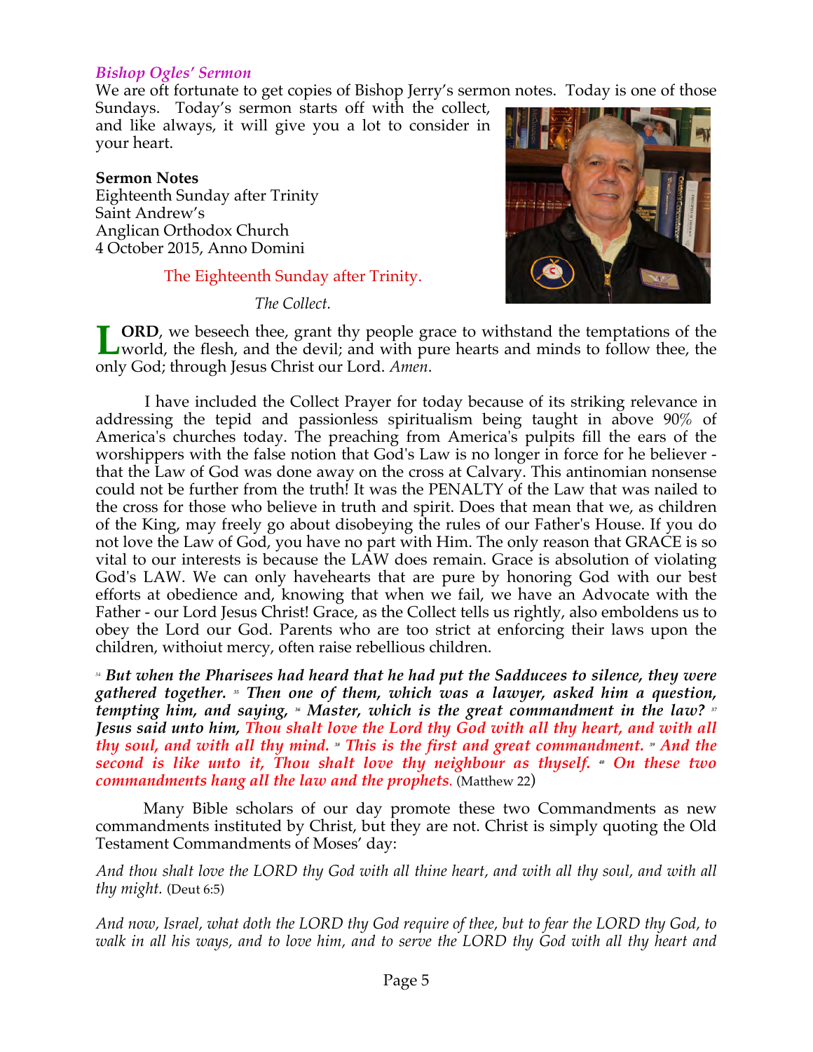### *Bishop Ogles' Sermon*

We are oft fortunate to get copies of Bishop Jerry's sermon notes. Today is one of those Sundays. Today's sermon starts off with the collect, and like always, it will give you a lot to consider in your heart.

**Sermon Notes**
Eighteenth Sunday after Trinity
Saint Andrew's
Anglican Orthodox Church
4 October 2015, Anno Domini

The Eighteenth Sunday after Trinity.

*The Collect.*

**LORD**, we beseech thee, grant thy people grace to withstand the temptations of the world, the flesh, and the devil; and with pure hearts and minds to follow thee, the only God; through Jesus Christ our Lord. *Amen*.

I have included the Collect Prayer for today because of its striking relevance in addressing the tepid and passionless spiritualism being taught in above 90% of America's churches today. The preaching from America's pulpits fill the ears of the worshippers with the false notion that God's Law is no longer in force for he believer - that the Law of God was done away on the cross at Calvary. This antinomian nonsense could not be further from the truth! It was the PENALTY of the Law that was nailed to the cross for those who believe in truth and spirit. Does that mean that we, as children of the King, may freely go about disobeying the rules of our Father's House. If you do not love the Law of God, you have no part with Him. The only reason that GRACE is so vital to our interests is because the LAW does remain. Grace is absolution of violating God's LAW. We can only havehearts that are pure by honoring God with our best efforts at obedience and, knowing that when we fail, we have an Advocate with the Father - our Lord Jesus Christ! Grace, as the Collect tells us rightly, also emboldens us to obey the Lord our God. Parents who are too strict at enforcing their laws upon the children, withoiut mercy, often raise rebellious children.

***[34] But when the Pharisees had heard that he had put the Sadducees to silence, they were gathered together. [35] Then one of them, which was a lawyer, asked him a question, tempting him, and saying, [36] Master, which is the great commandment in the law? [37] Jesus said unto him, Thou shalt love the Lord thy God with all thy heart, and with all thy soul, and with all thy mind. [38] This is the first and great commandment. [39] And the second is like unto it, Thou shalt love thy neighbour as thyself. [40] On these two commandments hang all the law and the prophets.*** (Matthew 22)

Many Bible scholars of our day promote these two Commandments as new commandments instituted by Christ, but they are not. Christ is simply quoting the Old Testament Commandments of Moses' day:

*And thou shalt love the LORD thy God with all thine heart, and with all thy soul, and with all thy might.* (Deut 6:5)

*And now, Israel, what doth the LORD thy God require of thee, but to fear the LORD thy God, to walk in all his ways, and to love him, and to serve the LORD thy God with all thy heart and*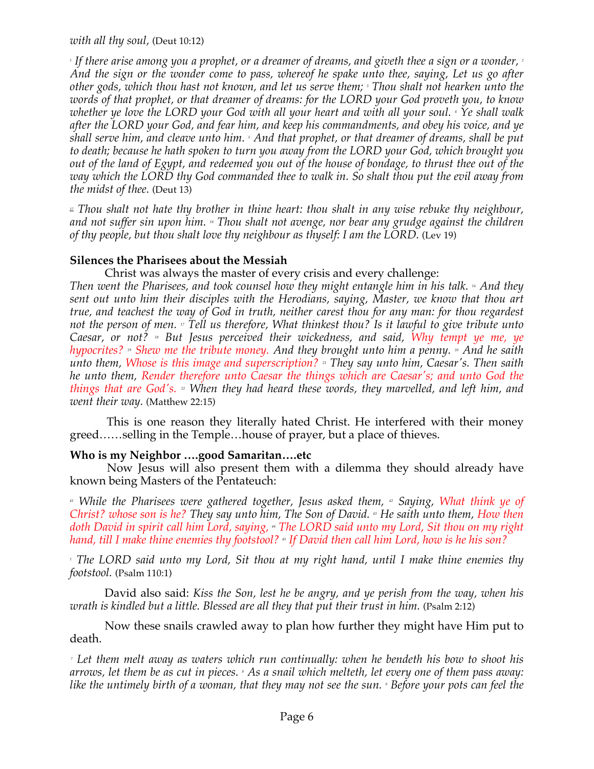*with all thy soul,* (Deut 10:12)

[1] *If there arise among you a prophet, or a dreamer of dreams, and giveth thee a sign or a wonder,* [2] *And the sign or the wonder come to pass, whereof he spake unto thee, saying, Let us go after other gods, which thou hast not known, and let us serve them;* [3] *Thou shalt not hearken unto the words of that prophet, or that dreamer of dreams: for the LORD your God proveth you, to know whether ye love the LORD your God with all your heart and with all your soul.* [4] *Ye shall walk after the LORD your God, and fear him, and keep his commandments, and obey his voice, and ye shall serve him, and cleave unto him.* [5] *And that prophet, or that dreamer of dreams, shall be put to death; because he hath spoken to turn you away from the LORD your God, which brought you out of the land of Egypt, and redeemed you out of the house of bondage, to thrust thee out of the way which the LORD thy God commanded thee to walk in. So shalt thou put the evil away from the midst of thee.* (Deut 13)

[17] *Thou shalt not hate thy brother in thine heart: thou shalt in any wise rebuke thy neighbour, and not suffer sin upon him.* [18] *Thou shalt not avenge, nor bear any grudge against the children of thy people, but thou shalt love thy neighbour as thyself: I am the LORD.* (Lev 19)

**Silences the Pharisees about the Messiah**

Christ was always the master of every crisis and every challenge:

*Then went the Pharisees, and took counsel how they might entangle him in his talk.* [16] *And they sent out unto him their disciples with the Herodians, saying, Master, we know that thou art true, and teachest the way of God in truth, neither carest thou for any man: for thou regardest not the person of men.* [17] *Tell us therefore, What thinkest thou? Is it lawful to give tribute unto Caesar, or not?* [18] *But Jesus perceived their wickedness, and said, Why tempt ye me, ye hypocrites?* [19] *Shew me the tribute money. And they brought unto him a penny.* [20] *And he saith unto them, Whose is this image and superscription?* [21] *They say unto him, Caesar's. Then saith he unto them, Render therefore unto Caesar the things which are Caesar's; and unto God the things that are God's.* [22] *When they had heard these words, they marvelled, and left him, and went their way.* (Matthew 22:15)

This is one reason they literally hated Christ. He interfered with their money greed……selling in the Temple…house of prayer, but a place of thieves.

**Who is my Neighbor ….good Samaritan….etc**

Now Jesus will also present them with a dilemma they should already have known being Masters of the Pentateuch:

[41] *While the Pharisees were gathered together, Jesus asked them,* [42] *Saying, What think ye of Christ? whose son is he? They say unto him, The Son of David.* [43] *He saith unto them, How then doth David in spirit call him Lord, saying,* [44] *The LORD said unto my Lord, Sit thou on my right hand, till I make thine enemies thy footstool?* [45] *If David then call him Lord, how is he his son?*

[1] *The LORD said unto my Lord, Sit thou at my right hand, until I make thine enemies thy footstool.* (Psalm 110:1)

David also said: *Kiss the Son, lest he be angry, and ye perish from the way, when his wrath is kindled but a little. Blessed are all they that put their trust in him.* (Psalm 2:12)

Now these snails crawled away to plan how further they might have Him put to death.

[7] *Let them melt away as waters which run continually: when he bendeth his bow to shoot his arrows, let them be as cut in pieces.* [8] *As a snail which melteth, let every one of them pass away: like the untimely birth of a woman, that they may not see the sun.* [9] *Before your pots can feel the*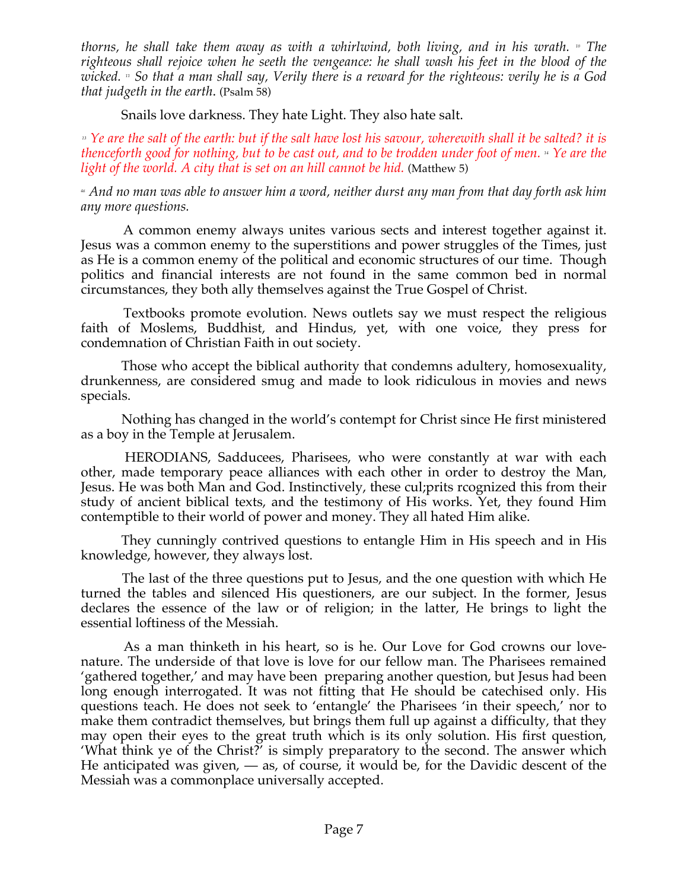*thorns, he shall take them away as with a whirlwind, both living, and in his wrath. [10] The righteous shall rejoice when he seeth the vengeance: he shall wash his feet in the blood of the wicked. [11] So that a man shall say, Verily there is a reward for the righteous: verily he is a God that judgeth in the earth.* (Psalm 58)

Snails love darkness. They hate Light. They also hate salt.

*[13] Ye are the salt of the earth: but if the salt have lost his savour, wherewith shall it be salted? it is thenceforth good for nothing, but to be cast out, and to be trodden under foot of men. [14] Ye are the light of the world. A city that is set on an hill cannot be hid.* (Matthew 5)

*[46] And no man was able to answer him a word, neither durst any man from that day forth ask him any more questions.*

A common enemy always unites various sects and interest together against it. Jesus was a common enemy to the superstitions and power struggles of the Times, just as He is a common enemy of the political and economic structures of our time. Though politics and financial interests are not found in the same common bed in normal circumstances, they both ally themselves against the True Gospel of Christ.

Textbooks promote evolution. News outlets say we must respect the religious faith of Moslems, Buddhist, and Hindus, yet, with one voice, they press for condemnation of Christian Faith in out society.

Those who accept the biblical authority that condemns adultery, homosexuality, drunkenness, are considered smug and made to look ridiculous in movies and news specials.

Nothing has changed in the world's contempt for Christ since He first ministered as a boy in the Temple at Jerusalem.

HERODIANS, Sadducees, Pharisees, who were constantly at war with each other, made temporary peace alliances with each other in order to destroy the Man, Jesus. He was both Man and God. Instinctively, these cul;prits rcognized this from their study of ancient biblical texts, and the testimony of His works. Yet, they found Him contemptible to their world of power and money. They all hated Him alike.

They cunningly contrived questions to entangle Him in His speech and in His knowledge, however, they always lost.

The last of the three questions put to Jesus, and the one question with which He turned the tables and silenced His questioners, are our subject. In the former, Jesus declares the essence of the law or of religion; in the latter, He brings to light the essential loftiness of the Messiah.

As a man thinketh in his heart, so is he. Our Love for God crowns our love-nature. The underside of that love is love for our fellow man. The Pharisees remained 'gathered together,' and may have been preparing another question, but Jesus had been long enough interrogated. It was not fitting that He should be catechised only. His questions teach. He does not seek to 'entangle' the Pharisees 'in their speech,' nor to make them contradict themselves, but brings them full up against a difficulty, that they may open their eyes to the great truth which is its only solution. His first question, 'What think ye of the Christ?' is simply preparatory to the second. The answer which He anticipated was given, — as, of course, it would be, for the Davidic descent of the Messiah was a commonplace universally accepted.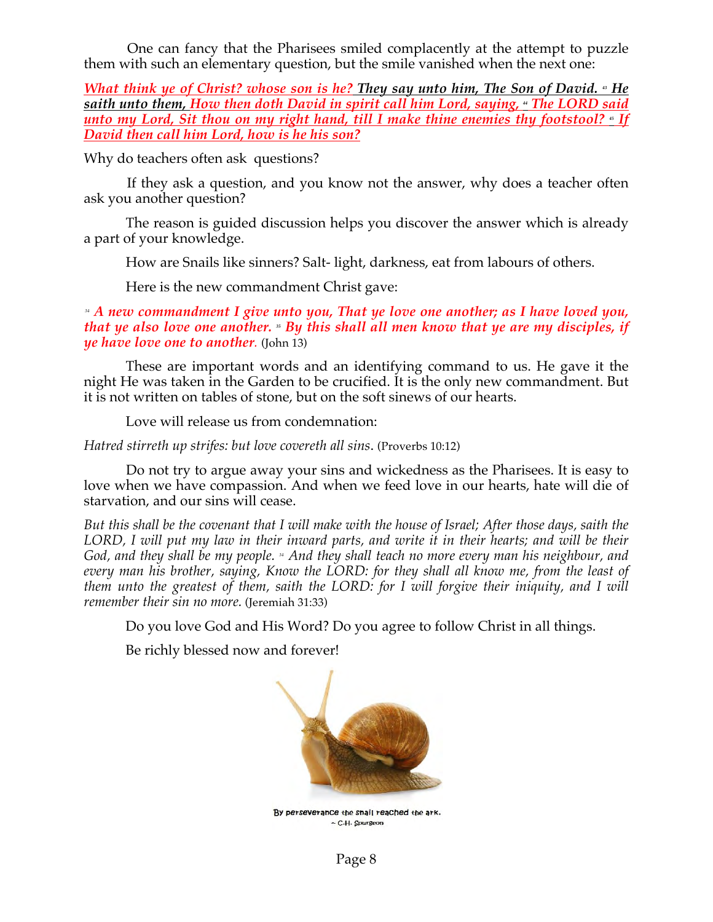One can fancy that the Pharisees smiled complacently at the attempt to puzzle them with such an elementary question, but the smile vanished when the next one:

***What think ye of Christ? whose son is he? They say unto him, The Son of David.*** [43] ***He saith unto them, How then doth David in spirit call him Lord, saying,*** [44] ***The LORD said unto my Lord, Sit thou on my right hand, till I make thine enemies thy footstool?*** [45] ***If David then call him Lord, how is he his son?***

Why do teachers often ask questions?

If they ask a question, and you know not the answer, why does a teacher often ask you another question?

The reason is guided discussion helps you discover the answer which is already a part of your knowledge.

How are Snails like sinners? Salt- light, darkness, eat from labours of others.

Here is the new commandment Christ gave:

[34] ***A new commandment I give unto you, That ye love one another; as I have loved you, that ye also love one another.*** [35] ***By this shall all men know that ye are my disciples, if ye have love one to another.*** (John 13)

These are important words and an identifying command to us. He gave it the night He was taken in the Garden to be crucified. It is the only new commandment. But it is not written on tables of stone, but on the soft sinews of our hearts.

Love will release us from condemnation:

*Hatred stirreth up strifes: but love covereth all sins*. (Proverbs 10:12)

Do not try to argue away your sins and wickedness as the Pharisees. It is easy to love when we have compassion. And when we feed love in our hearts, hate will die of starvation, and our sins will cease.

*But this shall be the covenant that I will make with the house of Israel; After those days, saith the LORD, I will put my law in their inward parts, and write it in their hearts; and will be their God, and they shall be my people.* [34] *And they shall teach no more every man his neighbour, and every man his brother, saying, Know the LORD: for they shall all know me, from the least of them unto the greatest of them, saith the LORD: for I will forgive their iniquity, and I will remember their sin no more.* (Jeremiah 31:33)

Do you love God and His Word? Do you agree to follow Christ in all things.

Be richly blessed now and forever!

By perseverance the snail reached the ark.
~ C.H. Spurgeon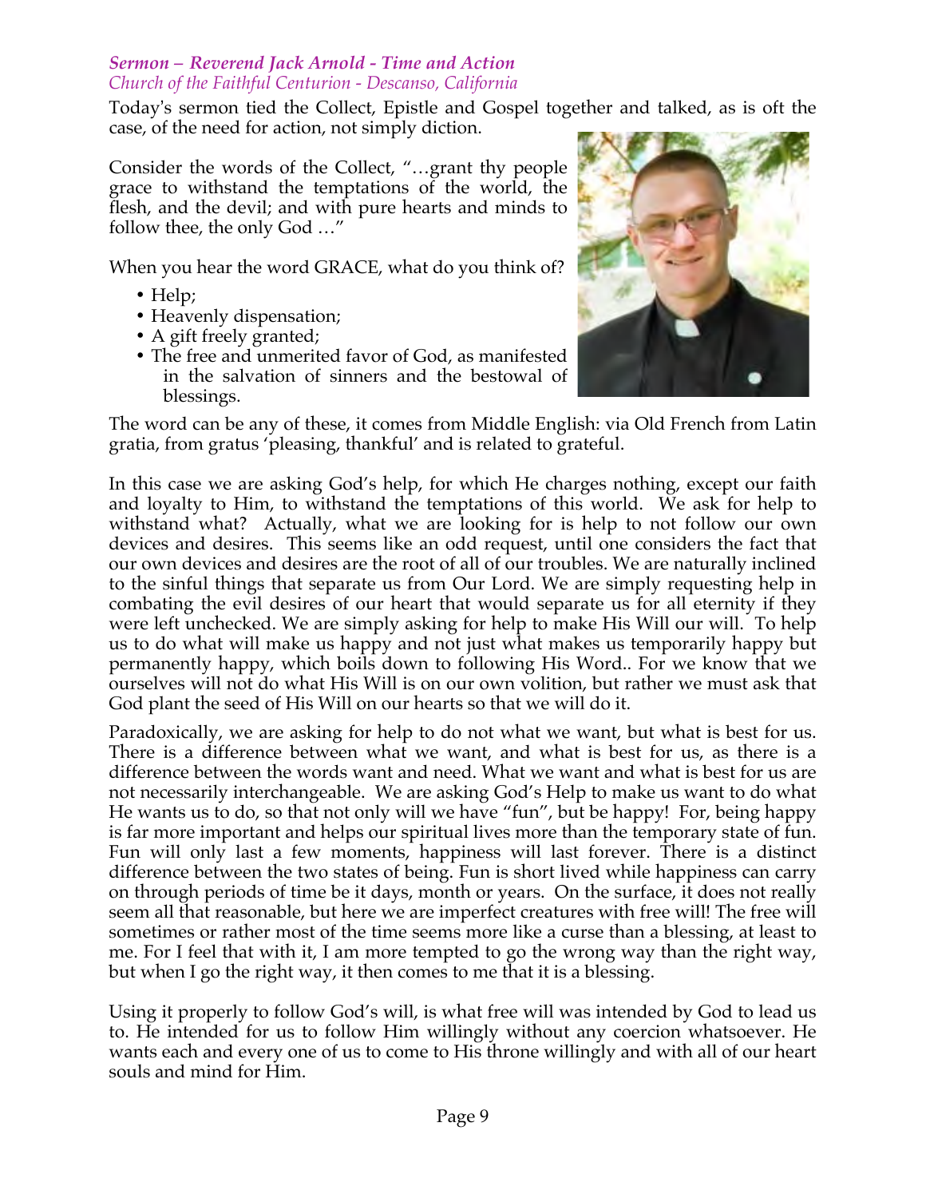*Sermon – Reverend Jack Arnold - Time and Action*
*Church of the Faithful Centurion - Descanso, California*

Today's sermon tied the Collect, Epistle and Gospel together and talked, as is oft the case, of the need for action, not simply diction.

Consider the words of the Collect, "…grant thy people grace to withstand the temptations of the world, the flesh, and the devil; and with pure hearts and minds to follow thee, the only God …"

When you hear the word GRACE, what do you think of?

- Help;
- Heavenly dispensation;
- A gift freely granted;
- The free and unmerited favor of God, as manifested in the salvation of sinners and the bestowal of blessings.

The word can be any of these, it comes from Middle English: via Old French from Latin gratia, from gratus 'pleasing, thankful' and is related to grateful.

In this case we are asking God's help, for which He charges nothing, except our faith and loyalty to Him, to withstand the temptations of this world. We ask for help to withstand what? Actually, what we are looking for is help to not follow our own devices and desires. This seems like an odd request, until one considers the fact that our own devices and desires are the root of all of our troubles. We are naturally inclined to the sinful things that separate us from Our Lord. We are simply requesting help in combating the evil desires of our heart that would separate us for all eternity if they were left unchecked. We are simply asking for help to make His Will our will. To help us to do what will make us happy and not just what makes us temporarily happy but permanently happy, which boils down to following His Word.. For we know that we ourselves will not do what His Will is on our own volition, but rather we must ask that God plant the seed of His Will on our hearts so that we will do it.

Paradoxically, we are asking for help to do not what we want, but what is best for us. There is a difference between what we want, and what is best for us, as there is a difference between the words want and need. What we want and what is best for us are not necessarily interchangeable. We are asking God's Help to make us want to do what He wants us to do, so that not only will we have "fun", but be happy! For, being happy is far more important and helps our spiritual lives more than the temporary state of fun. Fun will only last a few moments, happiness will last forever. There is a distinct difference between the two states of being. Fun is short lived while happiness can carry on through periods of time be it days, month or years. On the surface, it does not really seem all that reasonable, but here we are imperfect creatures with free will! The free will sometimes or rather most of the time seems more like a curse than a blessing, at least to me. For I feel that with it, I am more tempted to go the wrong way than the right way, but when I go the right way, it then comes to me that it is a blessing.

Using it properly to follow God's will, is what free will was intended by God to lead us to. He intended for us to follow Him willingly without any coercion whatsoever. He wants each and every one of us to come to His throne willingly and with all of our heart souls and mind for Him.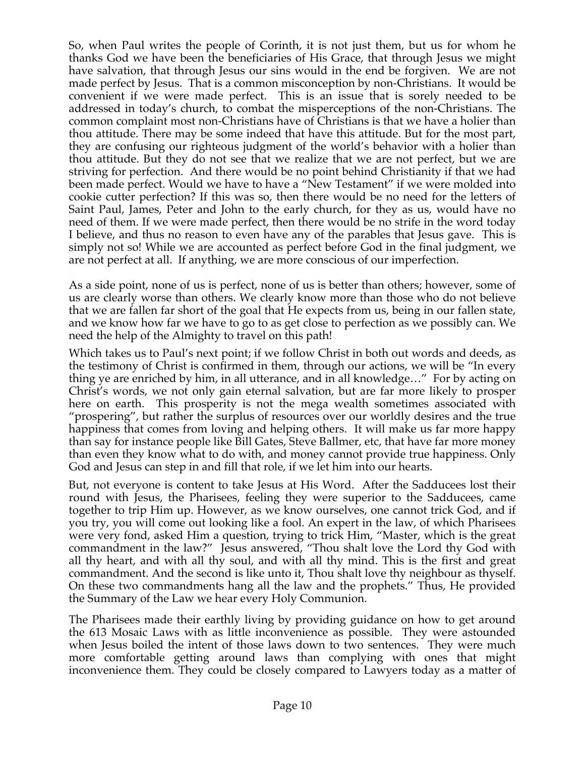So, when Paul writes the people of Corinth, it is not just them, but us for whom he thanks God we have been the beneficiaries of His Grace, that through Jesus we might have salvation, that through Jesus our sins would in the end be forgiven. We are not made perfect by Jesus. That is a common misconception by non-Christians. It would be convenient if we were made perfect. This is an issue that is sorely needed to be addressed in today's church, to combat the misperceptions of the non-Christians. The common complaint most non-Christians have of Christians is that we have a holier than thou attitude. There may be some indeed that have this attitude. But for the most part, they are confusing our righteous judgment of the world's behavior with a holier than thou attitude. But they do not see that we realize that we are not perfect, but we are striving for perfection. And there would be no point behind Christianity if that we had been made perfect. Would we have to have a "New Testament" if we were molded into cookie cutter perfection? If this was so, then there would be no need for the letters of Saint Paul, James, Peter and John to the early church, for they as us, would have no need of them. If we were made perfect, then there would be no strife in the word today I believe, and thus no reason to even have any of the parables that Jesus gave. This is simply not so! While we are accounted as perfect before God in the final judgment, we are not perfect at all. If anything, we are more conscious of our imperfection.

As a side point, none of us is perfect, none of us is better than others; however, some of us are clearly worse than others. We clearly know more than those who do not believe that we are fallen far short of the goal that He expects from us, being in our fallen state, and we know how far we have to go to as get close to perfection as we possibly can. We need the help of the Almighty to travel on this path!

Which takes us to Paul's next point; if we follow Christ in both out words and deeds, as the testimony of Christ is confirmed in them, through our actions, we will be "In every thing ye are enriched by him, in all utterance, and in all knowledge…" For by acting on Christ's words, we not only gain eternal salvation, but are far more likely to prosper here on earth. This prosperity is not the mega wealth sometimes associated with "prospering", but rather the surplus of resources over our worldly desires and the true happiness that comes from loving and helping others. It will make us far more happy than say for instance people like Bill Gates, Steve Ballmer, etc, that have far more money than even they know what to do with, and money cannot provide true happiness. Only God and Jesus can step in and fill that role, if we let him into our hearts.

But, not everyone is content to take Jesus at His Word. After the Sadducees lost their round with Jesus, the Pharisees, feeling they were superior to the Sadducees, came together to trip Him up. However, as we know ourselves, one cannot trick God, and if you try, you will come out looking like a fool. An expert in the law, of which Pharisees were very fond, asked Him a question, trying to trick Him, "Master, which is the great commandment in the law?" Jesus answered, "Thou shalt love the Lord thy God with all thy heart, and with all thy soul, and with all thy mind. This is the first and great commandment. And the second is like unto it, Thou shalt love thy neighbour as thyself. On these two commandments hang all the law and the prophets." Thus, He provided the Summary of the Law we hear every Holy Communion.

The Pharisees made their earthly living by providing guidance on how to get around the 613 Mosaic Laws with as little inconvenience as possible. They were astounded when Jesus boiled the intent of those laws down to two sentences. They were much more comfortable getting around laws than complying with ones that might inconvenience them. They could be closely compared to Lawyers today as a matter of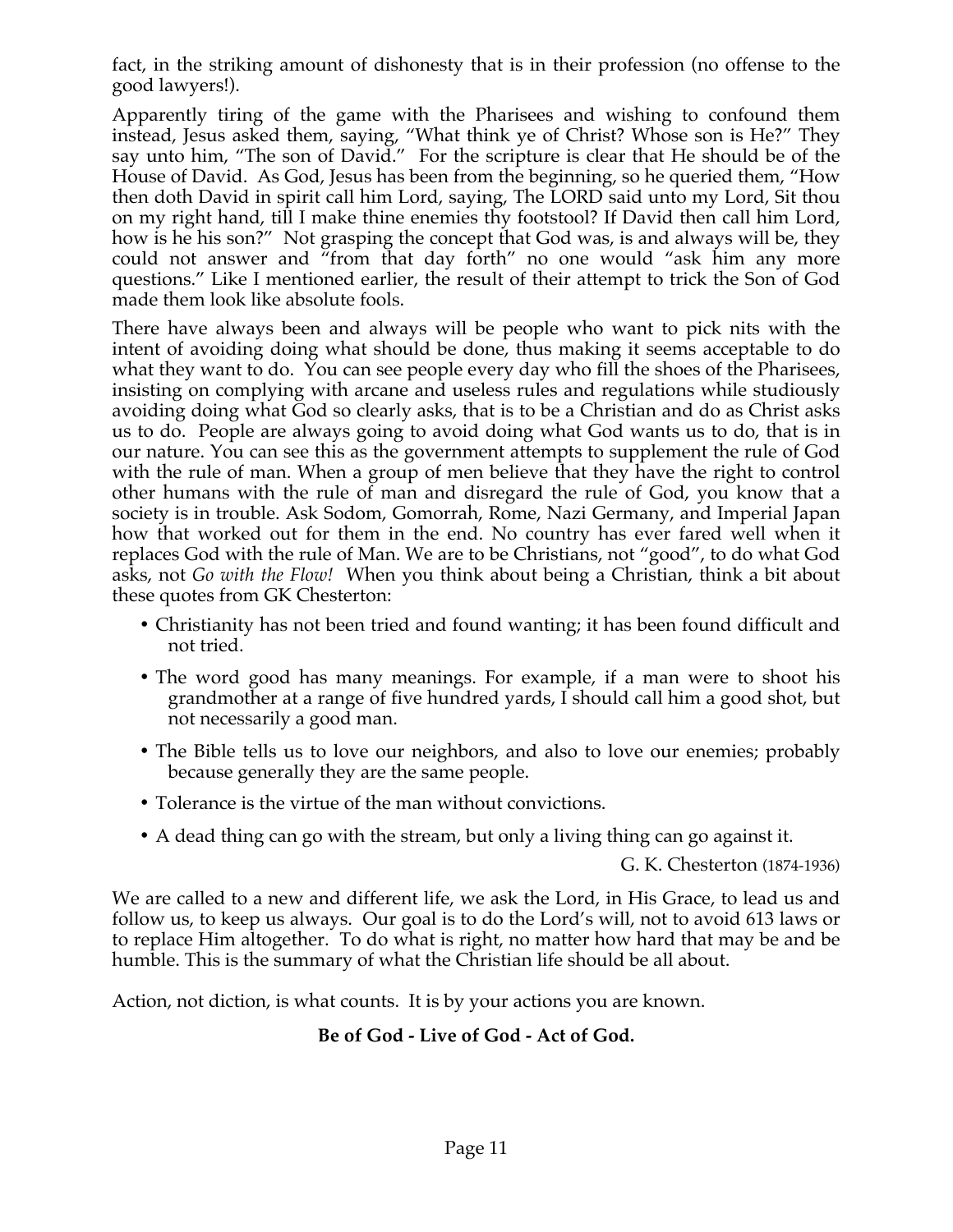fact, in the striking amount of dishonesty that is in their profession (no offense to the good lawyers!).

Apparently tiring of the game with the Pharisees and wishing to confound them instead, Jesus asked them, saying, "What think ye of Christ? Whose son is He?" They say unto him, "The son of David." For the scripture is clear that He should be of the House of David. As God, Jesus has been from the beginning, so he queried them, "How then doth David in spirit call him Lord, saying, The LORD said unto my Lord, Sit thou on my right hand, till I make thine enemies thy footstool? If David then call him Lord, how is he his son?" Not grasping the concept that God was, is and always will be, they could not answer and "from that day forth" no one would "ask him any more questions." Like I mentioned earlier, the result of their attempt to trick the Son of God made them look like absolute fools.

There have always been and always will be people who want to pick nits with the intent of avoiding doing what should be done, thus making it seems acceptable to do what they want to do. You can see people every day who fill the shoes of the Pharisees, insisting on complying with arcane and useless rules and regulations while studiously avoiding doing what God so clearly asks, that is to be a Christian and do as Christ asks us to do. People are always going to avoid doing what God wants us to do, that is in our nature. You can see this as the government attempts to supplement the rule of God with the rule of man. When a group of men believe that they have the right to control other humans with the rule of man and disregard the rule of God, you know that a society is in trouble. Ask Sodom, Gomorrah, Rome, Nazi Germany, and Imperial Japan how that worked out for them in the end. No country has ever fared well when it replaces God with the rule of Man. We are to be Christians, not "good", to do what God asks, not *Go with the Flow!* When you think about being a Christian, think a bit about these quotes from GK Chesterton:

- Christianity has not been tried and found wanting; it has been found difficult and not tried.
- The word good has many meanings. For example, if a man were to shoot his grandmother at a range of five hundred yards, I should call him a good shot, but not necessarily a good man.
- The Bible tells us to love our neighbors, and also to love our enemies; probably because generally they are the same people.
- Tolerance is the virtue of the man without convictions.
- A dead thing can go with the stream, but only a living thing can go against it.

G. K. Chesterton (1874-1936)

We are called to a new and different life, we ask the Lord, in His Grace, to lead us and follow us, to keep us always. Our goal is to do the Lord's will, not to avoid 613 laws or to replace Him altogether. To do what is right, no matter how hard that may be and be humble. This is the summary of what the Christian life should be all about.

Action, not diction, is what counts. It is by your actions you are known.

**Be of God - Live of God - Act of God.**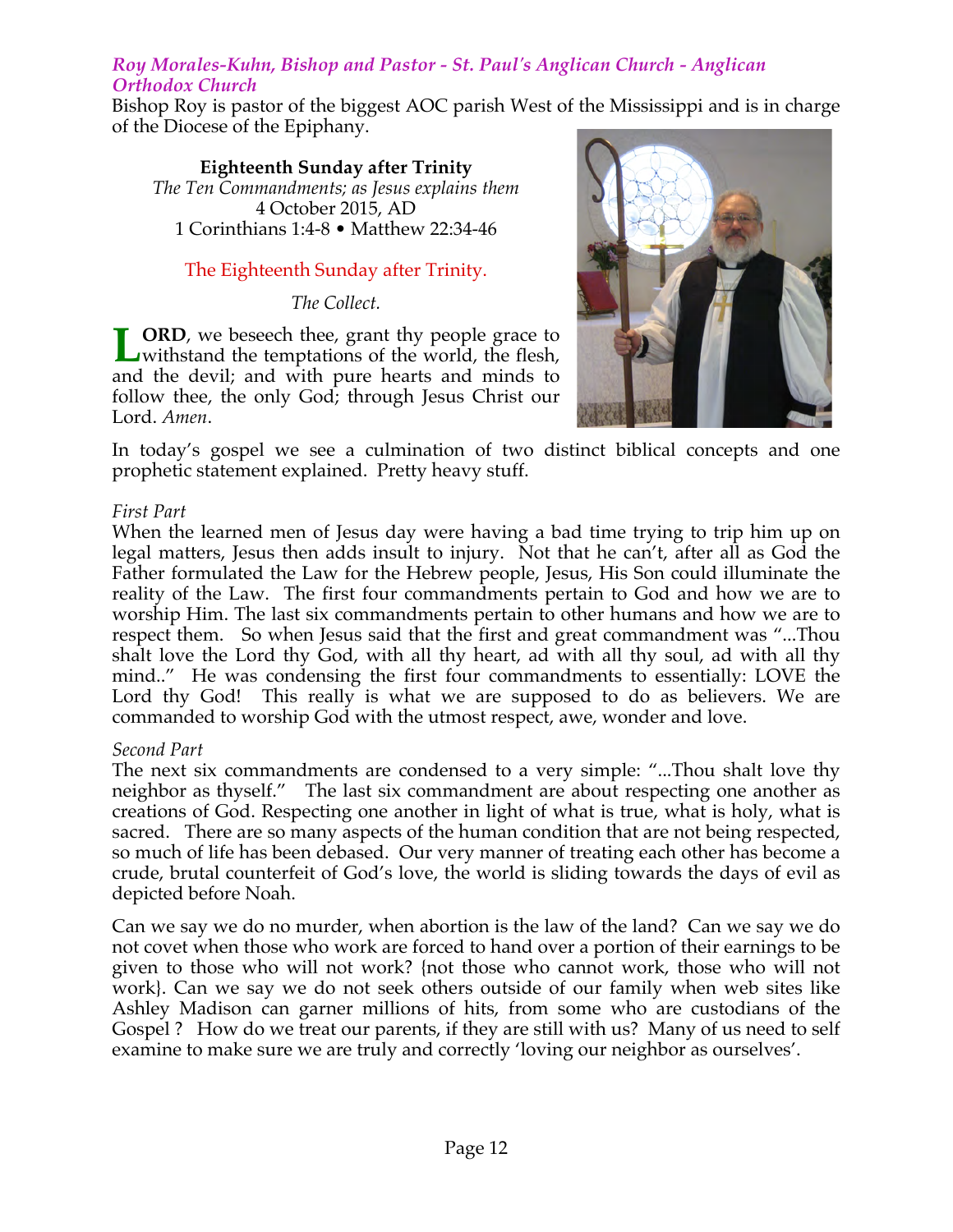## *Roy Morales-Kuhn, Bishop and Pastor - St. Paul's Anglican Church - Anglican Orthodox Church*

Bishop Roy is pastor of the biggest AOC parish West of the Mississippi and is in charge of the Diocese of the Epiphany.

**Eighteenth Sunday after Trinity**
*The Ten Commandments; as Jesus explains them*
4 October 2015, AD
1 Corinthians 1:4-8 • Matthew 22:34-46

The Eighteenth Sunday after Trinity.

*The Collect.*

**LORD**, we beseech thee, grant thy people grace to withstand the temptations of the world, the flesh, and the devil; and with pure hearts and minds to follow thee, the only God; through Jesus Christ our Lord. *Amen*.

In today's gospel we see a culmination of two distinct biblical concepts and one prophetic statement explained. Pretty heavy stuff.

*First Part*

When the learned men of Jesus day were having a bad time trying to trip him up on legal matters, Jesus then adds insult to injury. Not that he can't, after all as God the Father formulated the Law for the Hebrew people, Jesus, His Son could illuminate the reality of the Law. The first four commandments pertain to God and how we are to worship Him. The last six commandments pertain to other humans and how we are to respect them. So when Jesus said that the first and great commandment was "...Thou shalt love the Lord thy God, with all thy heart, ad with all thy soul, ad with all thy mind.." He was condensing the first four commandments to essentially: LOVE the Lord thy God! This really is what we are supposed to do as believers. We are commanded to worship God with the utmost respect, awe, wonder and love.

*Second Part*

The next six commandments are condensed to a very simple: "...Thou shalt love thy neighbor as thyself." The last six commandment are about respecting one another as creations of God. Respecting one another in light of what is true, what is holy, what is sacred. There are so many aspects of the human condition that are not being respected, so much of life has been debased. Our very manner of treating each other has become a crude, brutal counterfeit of God's love, the world is sliding towards the days of evil as depicted before Noah.

Can we say we do no murder, when abortion is the law of the land? Can we say we do not covet when those who work are forced to hand over a portion of their earnings to be given to those who will not work? {not those who cannot work, those who will not work}. Can we say we do not seek others outside of our family when web sites like Ashley Madison can garner millions of hits, from some who are custodians of the Gospel ? How do we treat our parents, if they are still with us? Many of us need to self examine to make sure we are truly and correctly 'loving our neighbor as ourselves'.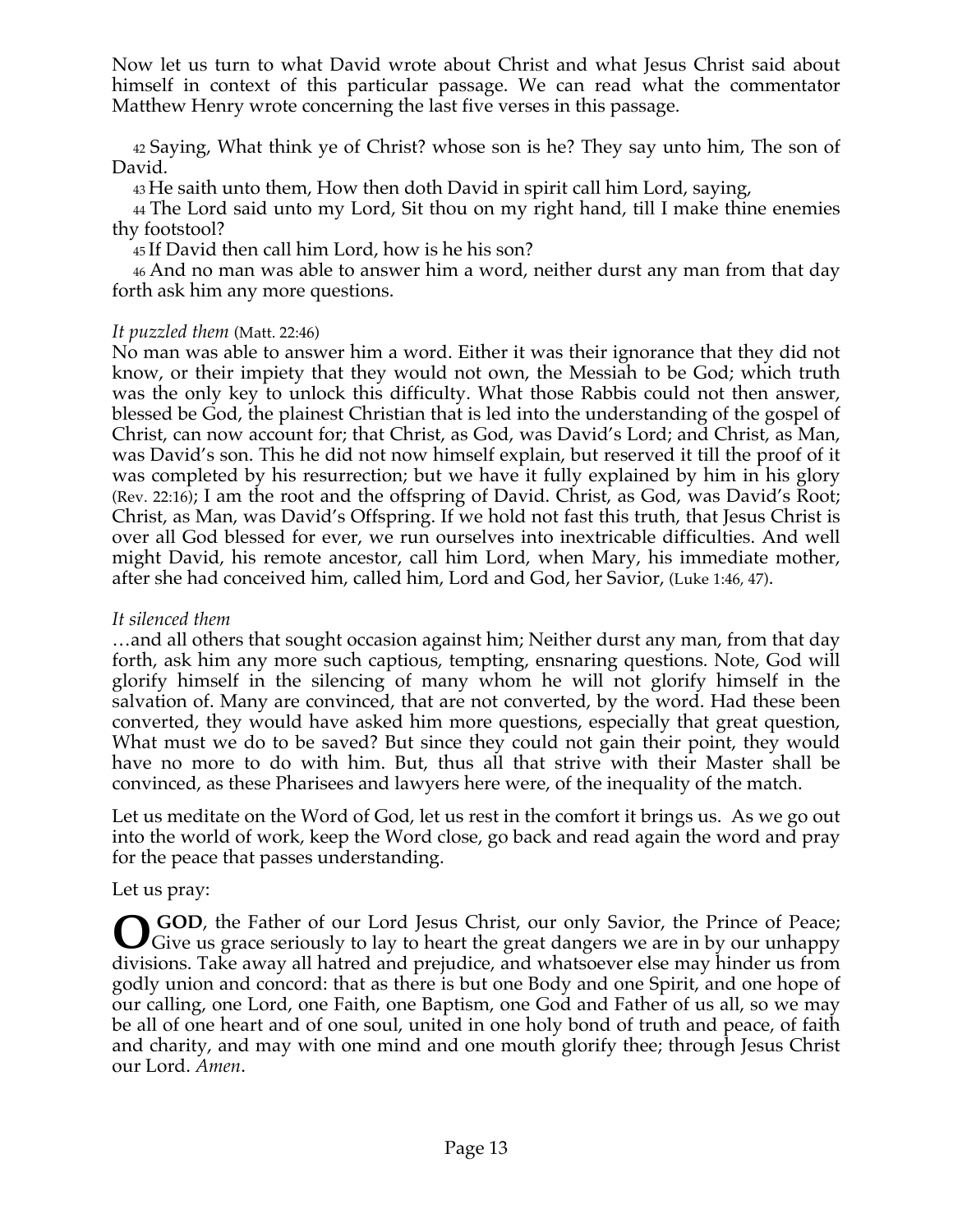Now let us turn to what David wrote about Christ and what Jesus Christ said about himself in context of this particular passage. We can read what the commentator Matthew Henry wrote concerning the last five verses in this passage.

42 Saying, What think ye of Christ? whose son is he? They say unto him, The son of David.

43 He saith unto them, How then doth David in spirit call him Lord, saying,

44 The Lord said unto my Lord, Sit thou on my right hand, till I make thine enemies thy footstool?

45 If David then call him Lord, how is he his son?

46 And no man was able to answer him a word, neither durst any man from that day forth ask him any more questions.

*It puzzled them* (Matt. 22:46)
No man was able to answer him a word. Either it was their ignorance that they did not know, or their impiety that they would not own, the Messiah to be God; which truth was the only key to unlock this difficulty. What those Rabbis could not then answer, blessed be God, the plainest Christian that is led into the understanding of the gospel of Christ, can now account for; that Christ, as God, was David's Lord; and Christ, as Man, was David's son. This he did not now himself explain, but reserved it till the proof of it was completed by his resurrection; but we have it fully explained by him in his glory (Rev. 22:16); I am the root and the offspring of David. Christ, as God, was David's Root; Christ, as Man, was David's Offspring. If we hold not fast this truth, that Jesus Christ is over all God blessed for ever, we run ourselves into inextricable difficulties. And well might David, his remote ancestor, call him Lord, when Mary, his immediate mother, after she had conceived him, called him, Lord and God, her Savior, (Luke 1:46, 47).

*It silenced them*
…and all others that sought occasion against him; Neither durst any man, from that day forth, ask him any more such captious, tempting, ensnaring questions. Note, God will glorify himself in the silencing of many whom he will not glorify himself in the salvation of. Many are convinced, that are not converted, by the word. Had these been converted, they would have asked him more questions, especially that great question, What must we do to be saved? But since they could not gain their point, they would have no more to do with him. But, thus all that strive with their Master shall be convinced, as these Pharisees and lawyers here were, of the inequality of the match.

Let us meditate on the Word of God, let us rest in the comfort it brings us. As we go out into the world of work, keep the Word close, go back and read again the word and pray for the peace that passes understanding.

Let us pray:

**O GOD**, the Father of our Lord Jesus Christ, our only Savior, the Prince of Peace; Give us grace seriously to lay to heart the great dangers we are in by our unhappy divisions. Take away all hatred and prejudice, and whatsoever else may hinder us from godly union and concord: that as there is but one Body and one Spirit, and one hope of our calling, one Lord, one Faith, one Baptism, one God and Father of us all, so we may be all of one heart and of one soul, united in one holy bond of truth and peace, of faith and charity, and may with one mind and one mouth glorify thee; through Jesus Christ our Lord. *Amen*.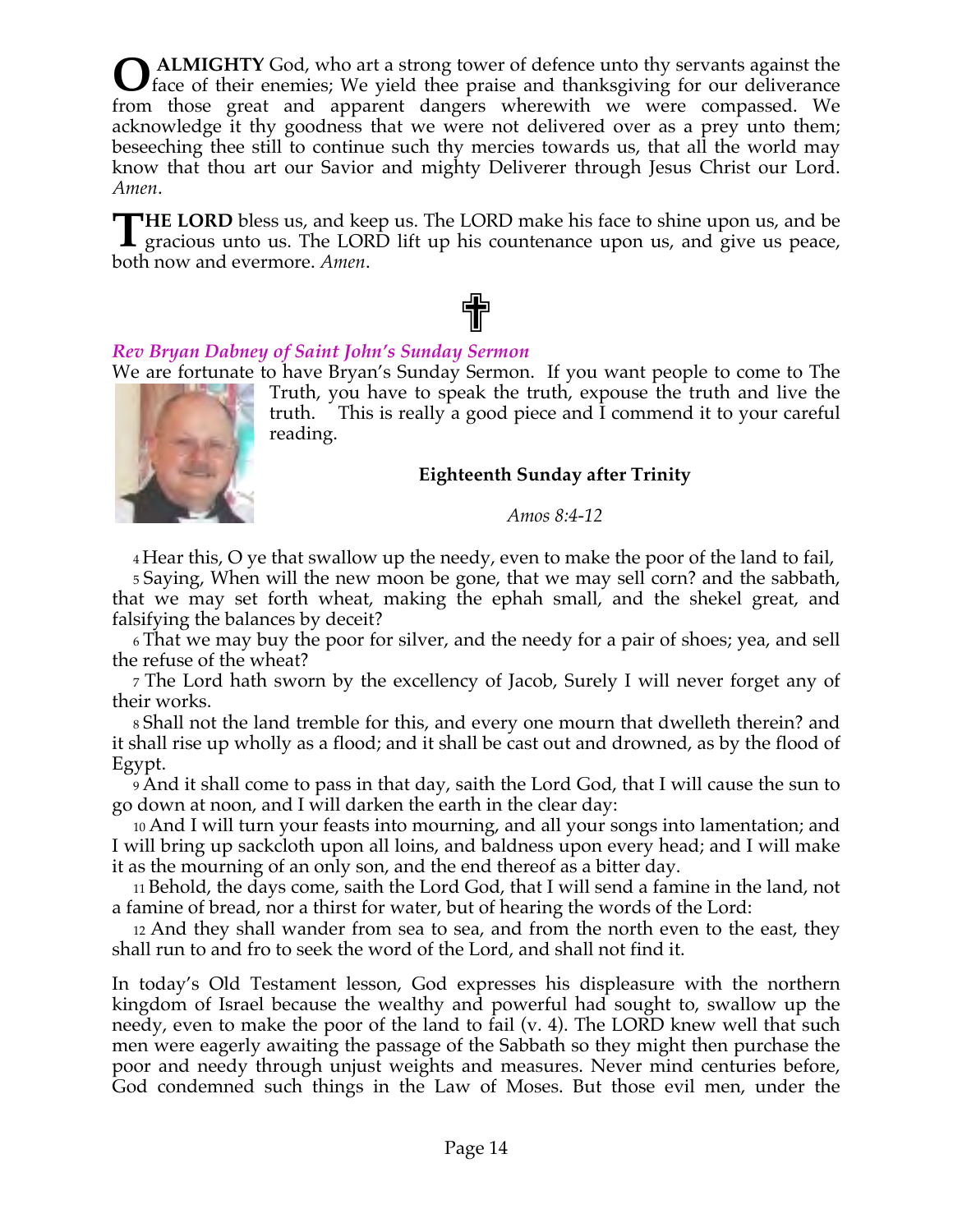**O ALMIGHTY** God, who art a strong tower of defence unto thy servants against the face of their enemies; We yield thee praise and thanksgiving for our deliverance from those great and apparent dangers wherewith we were compassed. We acknowledge it thy goodness that we were not delivered over as a prey unto them; beseeching thee still to continue such thy mercies towards us, that all the world may know that thou art our Savior and mighty Deliverer through Jesus Christ our Lord. *Amen*.

**THE LORD** bless us, and keep us. The LORD make his face to shine upon us, and be gracious unto us. The LORD lift up his countenance upon us, and give us peace, both now and evermore. *Amen*.

✟

***Rev Bryan Dabney of Saint John's Sunday Sermon***

We are fortunate to have Bryan's Sunday Sermon. If you want people to come to The Truth, you have to speak the truth, expouse the truth and live the truth. This is really a good piece and I commend it to your careful reading.

**Eighteenth Sunday after Trinity**

*Amos 8:4-12*

4 Hear this, O ye that swallow up the needy, even to make the poor of the land to fail,

5 Saying, When will the new moon be gone, that we may sell corn? and the sabbath, that we may set forth wheat, making the ephah small, and the shekel great, and falsifying the balances by deceit?

6 That we may buy the poor for silver, and the needy for a pair of shoes; yea, and sell the refuse of the wheat?

7 The Lord hath sworn by the excellency of Jacob, Surely I will never forget any of their works.

8 Shall not the land tremble for this, and every one mourn that dwelleth therein? and it shall rise up wholly as a flood; and it shall be cast out and drowned, as by the flood of Egypt.

9 And it shall come to pass in that day, saith the Lord God, that I will cause the sun to go down at noon, and I will darken the earth in the clear day:

10 And I will turn your feasts into mourning, and all your songs into lamentation; and I will bring up sackcloth upon all loins, and baldness upon every head; and I will make it as the mourning of an only son, and the end thereof as a bitter day.

11 Behold, the days come, saith the Lord God, that I will send a famine in the land, not a famine of bread, nor a thirst for water, but of hearing the words of the Lord:

12 And they shall wander from sea to sea, and from the north even to the east, they shall run to and fro to seek the word of the Lord, and shall not find it.

In today's Old Testament lesson, God expresses his displeasure with the northern kingdom of Israel because the wealthy and powerful had sought to, swallow up the needy, even to make the poor of the land to fail (v. 4). The LORD knew well that such men were eagerly awaiting the passage of the Sabbath so they might then purchase the poor and needy through unjust weights and measures. Never mind centuries before, God condemned such things in the Law of Moses. But those evil men, under the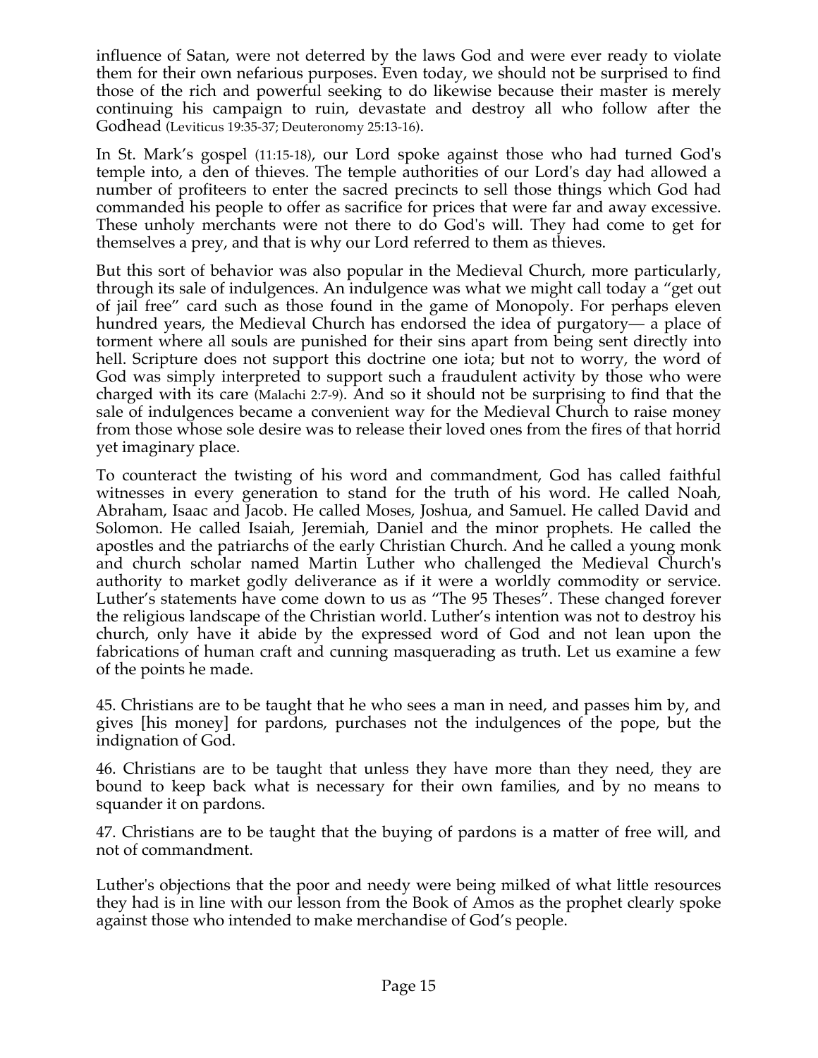influence of Satan, were not deterred by the laws God and were ever ready to violate them for their own nefarious purposes. Even today, we should not be surprised to find those of the rich and powerful seeking to do likewise because their master is merely continuing his campaign to ruin, devastate and destroy all who follow after the Godhead (Leviticus 19:35-37; Deuteronomy 25:13-16).

In St. Mark's gospel (11:15-18), our Lord spoke against those who had turned God's temple into, a den of thieves. The temple authorities of our Lord's day had allowed a number of profiteers to enter the sacred precincts to sell those things which God had commanded his people to offer as sacrifice for prices that were far and away excessive. These unholy merchants were not there to do God's will. They had come to get for themselves a prey, and that is why our Lord referred to them as thieves.

But this sort of behavior was also popular in the Medieval Church, more particularly, through its sale of indulgences. An indulgence was what we might call today a "get out of jail free" card such as those found in the game of Monopoly. For perhaps eleven hundred years, the Medieval Church has endorsed the idea of purgatory— a place of torment where all souls are punished for their sins apart from being sent directly into hell. Scripture does not support this doctrine one iota; but not to worry, the word of God was simply interpreted to support such a fraudulent activity by those who were charged with its care (Malachi 2:7-9). And so it should not be surprising to find that the sale of indulgences became a convenient way for the Medieval Church to raise money from those whose sole desire was to release their loved ones from the fires of that horrid yet imaginary place.

To counteract the twisting of his word and commandment, God has called faithful witnesses in every generation to stand for the truth of his word. He called Noah, Abraham, Isaac and Jacob. He called Moses, Joshua, and Samuel. He called David and Solomon. He called Isaiah, Jeremiah, Daniel and the minor prophets. He called the apostles and the patriarchs of the early Christian Church. And he called a young monk and church scholar named Martin Luther who challenged the Medieval Church's authority to market godly deliverance as if it were a worldly commodity or service. Luther's statements have come down to us as "The 95 Theses". These changed forever the religious landscape of the Christian world. Luther's intention was not to destroy his church, only have it abide by the expressed word of God and not lean upon the fabrications of human craft and cunning masquerading as truth. Let us examine a few of the points he made.

45. Christians are to be taught that he who sees a man in need, and passes him by, and gives [his money] for pardons, purchases not the indulgences of the pope, but the indignation of God.

46. Christians are to be taught that unless they have more than they need, they are bound to keep back what is necessary for their own families, and by no means to squander it on pardons.

47. Christians are to be taught that the buying of pardons is a matter of free will, and not of commandment.

Luther's objections that the poor and needy were being milked of what little resources they had is in line with our lesson from the Book of Amos as the prophet clearly spoke against those who intended to make merchandise of God's people.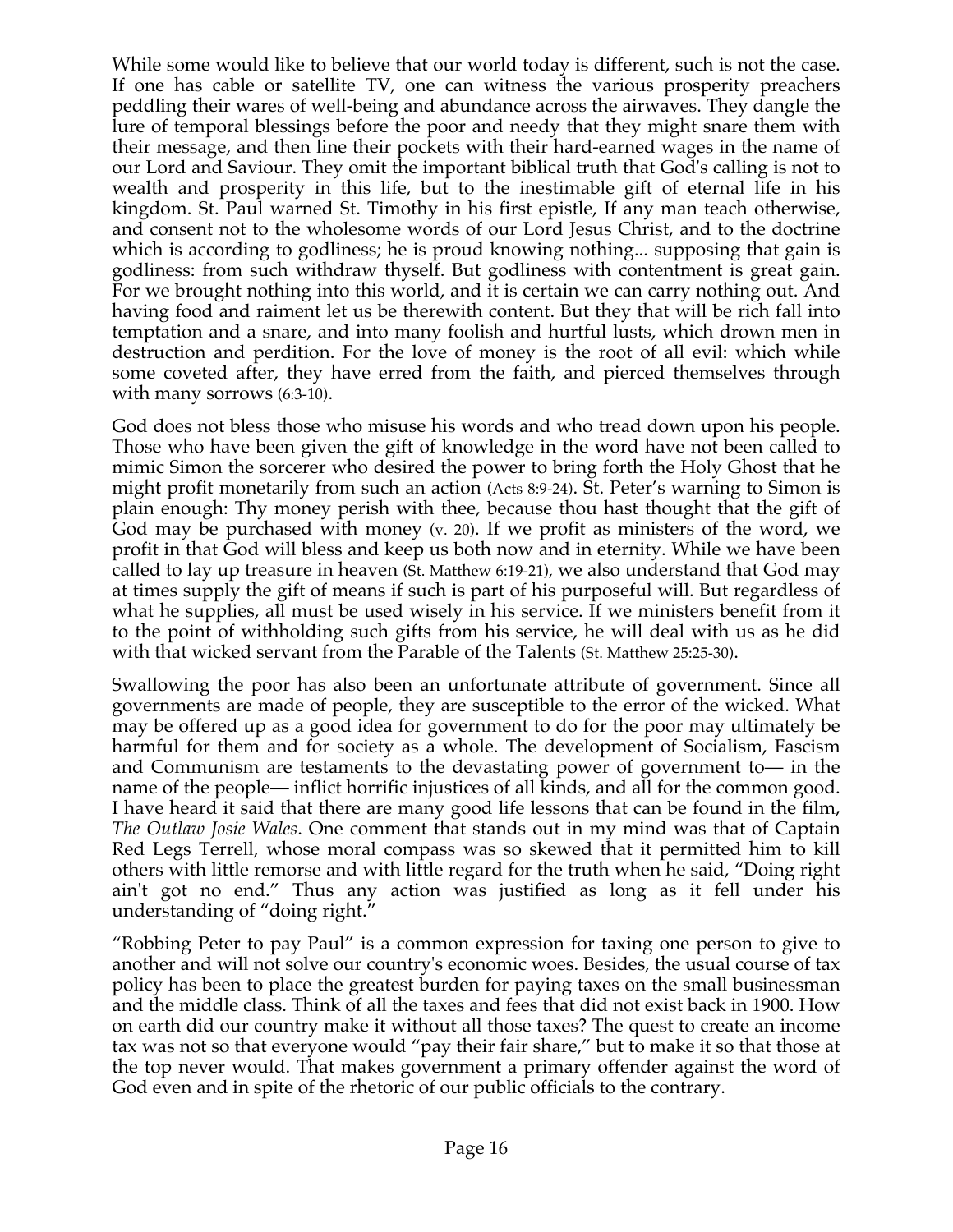While some would like to believe that our world today is different, such is not the case. If one has cable or satellite TV, one can witness the various prosperity preachers peddling their wares of well-being and abundance across the airwaves. They dangle the lure of temporal blessings before the poor and needy that they might snare them with their message, and then line their pockets with their hard-earned wages in the name of our Lord and Saviour. They omit the important biblical truth that God's calling is not to wealth and prosperity in this life, but to the inestimable gift of eternal life in his kingdom. St. Paul warned St. Timothy in his first epistle, If any man teach otherwise, and consent not to the wholesome words of our Lord Jesus Christ, and to the doctrine which is according to godliness; he is proud knowing nothing... supposing that gain is godliness: from such withdraw thyself. But godliness with contentment is great gain. For we brought nothing into this world, and it is certain we can carry nothing out. And having food and raiment let us be therewith content. But they that will be rich fall into temptation and a snare, and into many foolish and hurtful lusts, which drown men in destruction and perdition. For the love of money is the root of all evil: which while some coveted after, they have erred from the faith, and pierced themselves through with many sorrows (6:3-10).

God does not bless those who misuse his words and who tread down upon his people. Those who have been given the gift of knowledge in the word have not been called to mimic Simon the sorcerer who desired the power to bring forth the Holy Ghost that he might profit monetarily from such an action (Acts 8:9-24). St. Peter's warning to Simon is plain enough: Thy money perish with thee, because thou hast thought that the gift of God may be purchased with money (v. 20). If we profit as ministers of the word, we profit in that God will bless and keep us both now and in eternity. While we have been called to lay up treasure in heaven (St. Matthew 6:19-21), we also understand that God may at times supply the gift of means if such is part of his purposeful will. But regardless of what he supplies, all must be used wisely in his service. If we ministers benefit from it to the point of withholding such gifts from his service, he will deal with us as he did with that wicked servant from the Parable of the Talents (St. Matthew 25:25-30).

Swallowing the poor has also been an unfortunate attribute of government. Since all governments are made of people, they are susceptible to the error of the wicked. What may be offered up as a good idea for government to do for the poor may ultimately be harmful for them and for society as a whole. The development of Socialism, Fascism and Communism are testaments to the devastating power of government to— in the name of the people— inflict horrific injustices of all kinds, and all for the common good. I have heard it said that there are many good life lessons that can be found in the film, *The Outlaw Josie Wales*. One comment that stands out in my mind was that of Captain Red Legs Terrell, whose moral compass was so skewed that it permitted him to kill others with little remorse and with little regard for the truth when he said, "Doing right ain't got no end." Thus any action was justified as long as it fell under his understanding of "doing right."

"Robbing Peter to pay Paul" is a common expression for taxing one person to give to another and will not solve our country's economic woes. Besides, the usual course of tax policy has been to place the greatest burden for paying taxes on the small businessman and the middle class. Think of all the taxes and fees that did not exist back in 1900. How on earth did our country make it without all those taxes? The quest to create an income tax was not so that everyone would "pay their fair share," but to make it so that those at the top never would. That makes government a primary offender against the word of God even and in spite of the rhetoric of our public officials to the contrary.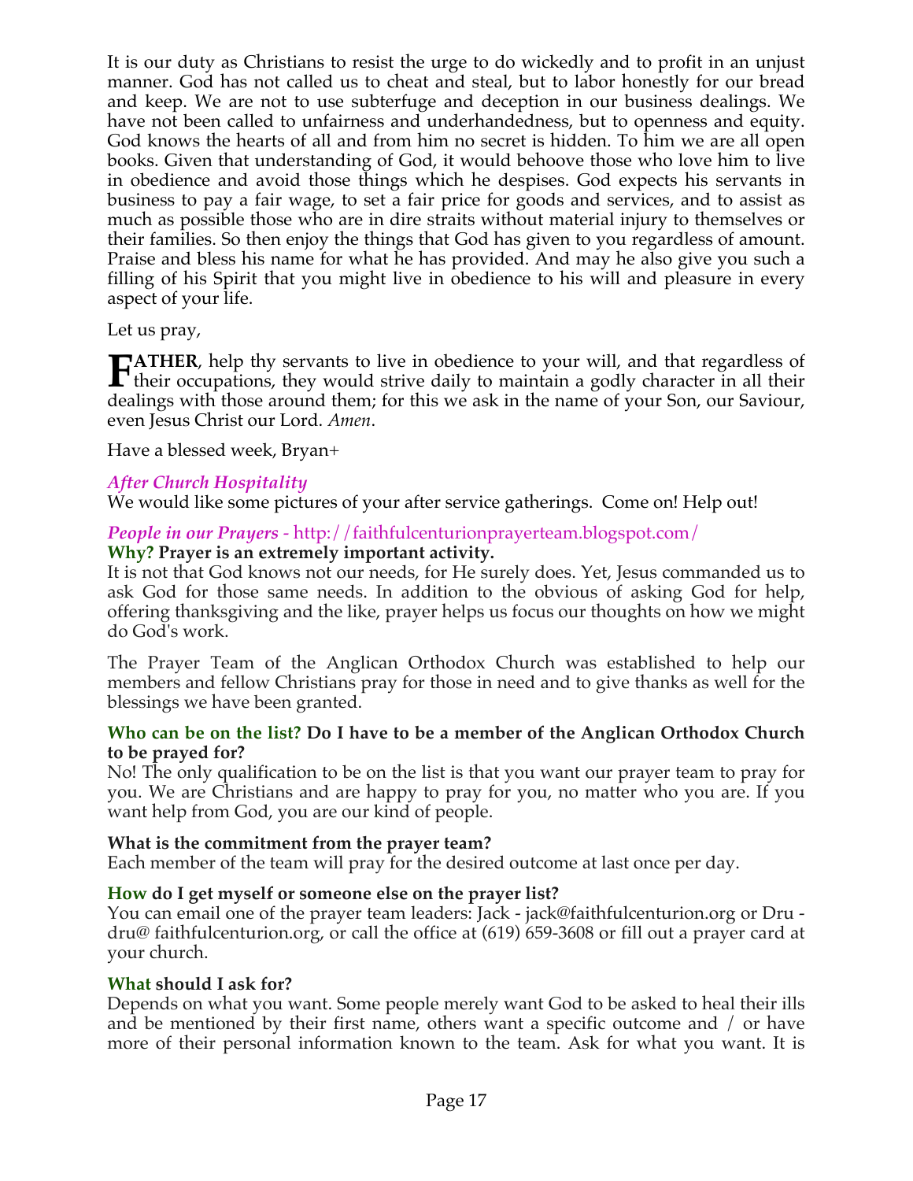It is our duty as Christians to resist the urge to do wickedly and to profit in an unjust manner. God has not called us to cheat and steal, but to labor honestly for our bread and keep. We are not to use subterfuge and deception in our business dealings. We have not been called to unfairness and underhandedness, but to openness and equity. God knows the hearts of all and from him no secret is hidden. To him we are all open books. Given that understanding of God, it would behoove those who love him to live in obedience and avoid those things which he despises. God expects his servants in business to pay a fair wage, to set a fair price for goods and services, and to assist as much as possible those who are in dire straits without material injury to themselves or their families. So then enjoy the things that God has given to you regardless of amount. Praise and bless his name for what he has provided. And may he also give you such a filling of his Spirit that you might live in obedience to his will and pleasure in every aspect of your life.

Let us pray,

**FATHER**, help thy servants to live in obedience to your will, and that regardless of their occupations, they would strive daily to maintain a godly character in all their dealings with those around them; for this we ask in the name of your Son, our Saviour, even Jesus Christ our Lord. *Amen*.

Have a blessed week, Bryan+

### *After Church Hospitality*

We would like some pictures of your after service gatherings. Come on! Help out!

### *People in our Prayers* - http://faithfulcenturionprayerteam.blogspot.com/

**Why? Prayer is an extremely important activity.**

It is not that God knows not our needs, for He surely does. Yet, Jesus commanded us to ask God for those same needs. In addition to the obvious of asking God for help, offering thanksgiving and the like, prayer helps us focus our thoughts on how we might do God's work.

The Prayer Team of the Anglican Orthodox Church was established to help our members and fellow Christians pray for those in need and to give thanks as well for the blessings we have been granted.

**Who can be on the list? Do I have to be a member of the Anglican Orthodox Church to be prayed for?**

No! The only qualification to be on the list is that you want our prayer team to pray for you. We are Christians and are happy to pray for you, no matter who you are. If you want help from God, you are our kind of people.

**What is the commitment from the prayer team?**

Each member of the team will pray for the desired outcome at last once per day.

**How do I get myself or someone else on the prayer list?**

You can email one of the prayer team leaders: Jack - jack@faithfulcenturion.org or Dru - dru@ faithfulcenturion.org, or call the office at (619) 659-3608 or fill out a prayer card at your church.

**What should I ask for?**

Depends on what you want. Some people merely want God to be asked to heal their ills and be mentioned by their first name, others want a specific outcome and / or have more of their personal information known to the team. Ask for what you want. It is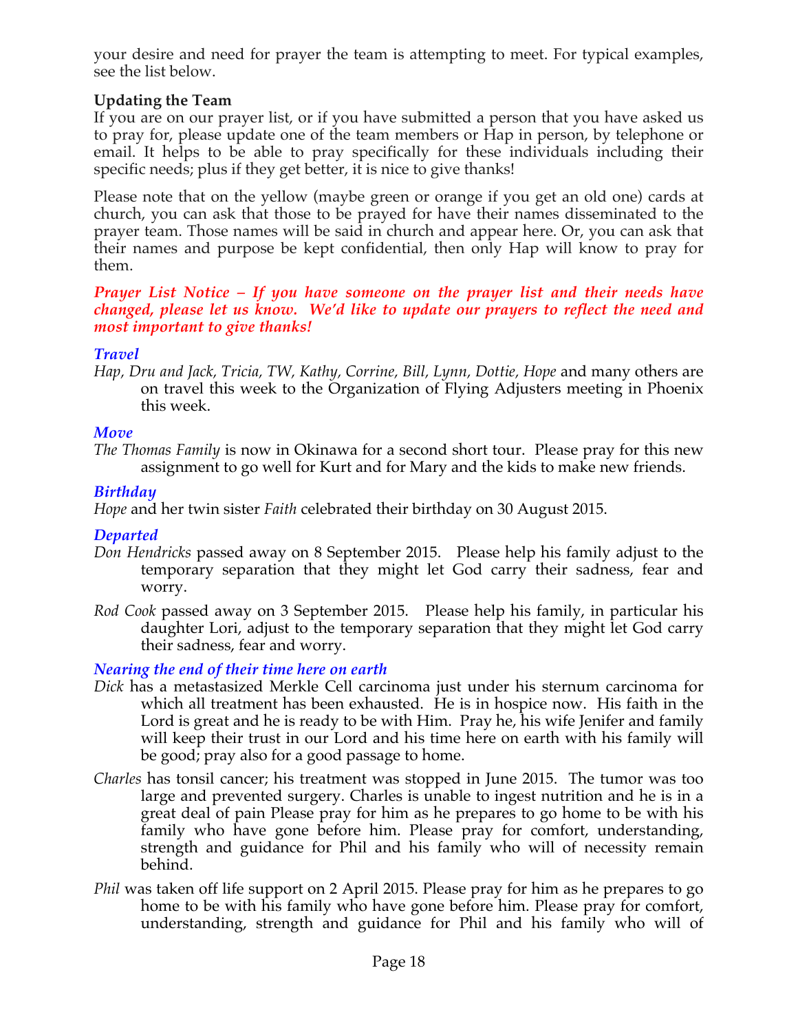your desire and need for prayer the team is attempting to meet. For typical examples, see the list below.

**Updating the Team**

If you are on our prayer list, or if you have submitted a person that you have asked us to pray for, please update one of the team members or Hap in person, by telephone or email. It helps to be able to pray specifically for these individuals including their specific needs; plus if they get better, it is nice to give thanks!

Please note that on the yellow (maybe green or orange if you get an old one) cards at church, you can ask that those to be prayed for have their names disseminated to the prayer team. Those names will be said in church and appear here. Or, you can ask that their names and purpose be kept confidential, then only Hap will know to pray for them.

***Prayer List Notice – If you have someone on the prayer list and their needs have changed, please let us know. We'd like to update our prayers to reflect the need and most important to give thanks!***

***Travel***

*Hap, Dru and Jack, Tricia, TW, Kathy, Corrine, Bill, Lynn, Dottie, Hope* and many others are on travel this week to the Organization of Flying Adjusters meeting in Phoenix this week.

***Move***

*The Thomas Family* is now in Okinawa for a second short tour. Please pray for this new assignment to go well for Kurt and for Mary and the kids to make new friends.

***Birthday***

*Hope* and her twin sister *Faith* celebrated their birthday on 30 August 2015.

***Departed***

*Don Hendricks* passed away on 8 September 2015. Please help his family adjust to the temporary separation that they might let God carry their sadness, fear and worry.

*Rod Cook* passed away on 3 September 2015. Please help his family, in particular his daughter Lori, adjust to the temporary separation that they might let God carry their sadness, fear and worry.

***Nearing the end of their time here on earth***

*Dick* has a metastasized Merkle Cell carcinoma just under his sternum carcinoma for which all treatment has been exhausted. He is in hospice now. His faith in the Lord is great and he is ready to be with Him. Pray he, his wife Jenifer and family will keep their trust in our Lord and his time here on earth with his family will be good; pray also for a good passage to home.

*Charles* has tonsil cancer; his treatment was stopped in June 2015. The tumor was too large and prevented surgery. Charles is unable to ingest nutrition and he is in a great deal of pain Please pray for him as he prepares to go home to be with his family who have gone before him. Please pray for comfort, understanding, strength and guidance for Phil and his family who will of necessity remain behind.

*Phil* was taken off life support on 2 April 2015. Please pray for him as he prepares to go home to be with his family who have gone before him. Please pray for comfort, understanding, strength and guidance for Phil and his family who will of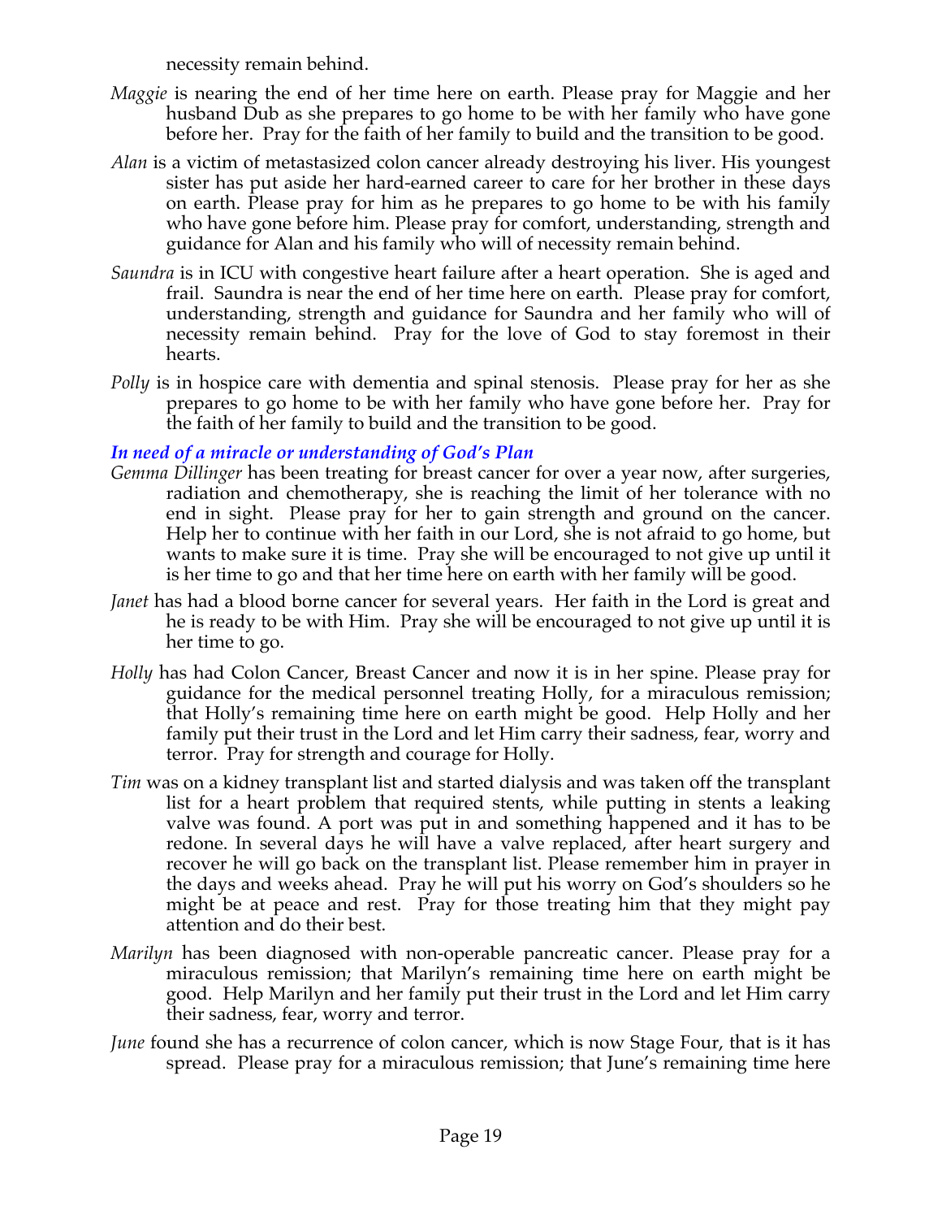necessity remain behind.

*Maggie* is nearing the end of her time here on earth. Please pray for Maggie and her husband Dub as she prepares to go home to be with her family who have gone before her. Pray for the faith of her family to build and the transition to be good.

*Alan* is a victim of metastasized colon cancer already destroying his liver. His youngest sister has put aside her hard-earned career to care for her brother in these days on earth. Please pray for him as he prepares to go home to be with his family who have gone before him. Please pray for comfort, understanding, strength and guidance for Alan and his family who will of necessity remain behind.

*Saundra* is in ICU with congestive heart failure after a heart operation. She is aged and frail. Saundra is near the end of her time here on earth. Please pray for comfort, understanding, strength and guidance for Saundra and her family who will of necessity remain behind. Pray for the love of God to stay foremost in their hearts.

*Polly* is in hospice care with dementia and spinal stenosis. Please pray for her as she prepares to go home to be with her family who have gone before her. Pray for the faith of her family to build and the transition to be good.

***In need of a miracle or understanding of God's Plan***

*Gemma Dillinger* has been treating for breast cancer for over a year now, after surgeries, radiation and chemotherapy, she is reaching the limit of her tolerance with no end in sight. Please pray for her to gain strength and ground on the cancer. Help her to continue with her faith in our Lord, she is not afraid to go home, but wants to make sure it is time. Pray she will be encouraged to not give up until it is her time to go and that her time here on earth with her family will be good.

*Janet* has had a blood borne cancer for several years. Her faith in the Lord is great and he is ready to be with Him. Pray she will be encouraged to not give up until it is her time to go.

*Holly* has had Colon Cancer, Breast Cancer and now it is in her spine. Please pray for guidance for the medical personnel treating Holly, for a miraculous remission; that Holly's remaining time here on earth might be good. Help Holly and her family put their trust in the Lord and let Him carry their sadness, fear, worry and terror. Pray for strength and courage for Holly.

*Tim* was on a kidney transplant list and started dialysis and was taken off the transplant list for a heart problem that required stents, while putting in stents a leaking valve was found. A port was put in and something happened and it has to be redone. In several days he will have a valve replaced, after heart surgery and recover he will go back on the transplant list. Please remember him in prayer in the days and weeks ahead. Pray he will put his worry on God's shoulders so he might be at peace and rest. Pray for those treating him that they might pay attention and do their best.

*Marilyn* has been diagnosed with non-operable pancreatic cancer. Please pray for a miraculous remission; that Marilyn's remaining time here on earth might be good. Help Marilyn and her family put their trust in the Lord and let Him carry their sadness, fear, worry and terror.

*June* found she has a recurrence of colon cancer, which is now Stage Four, that is it has spread. Please pray for a miraculous remission; that June's remaining time here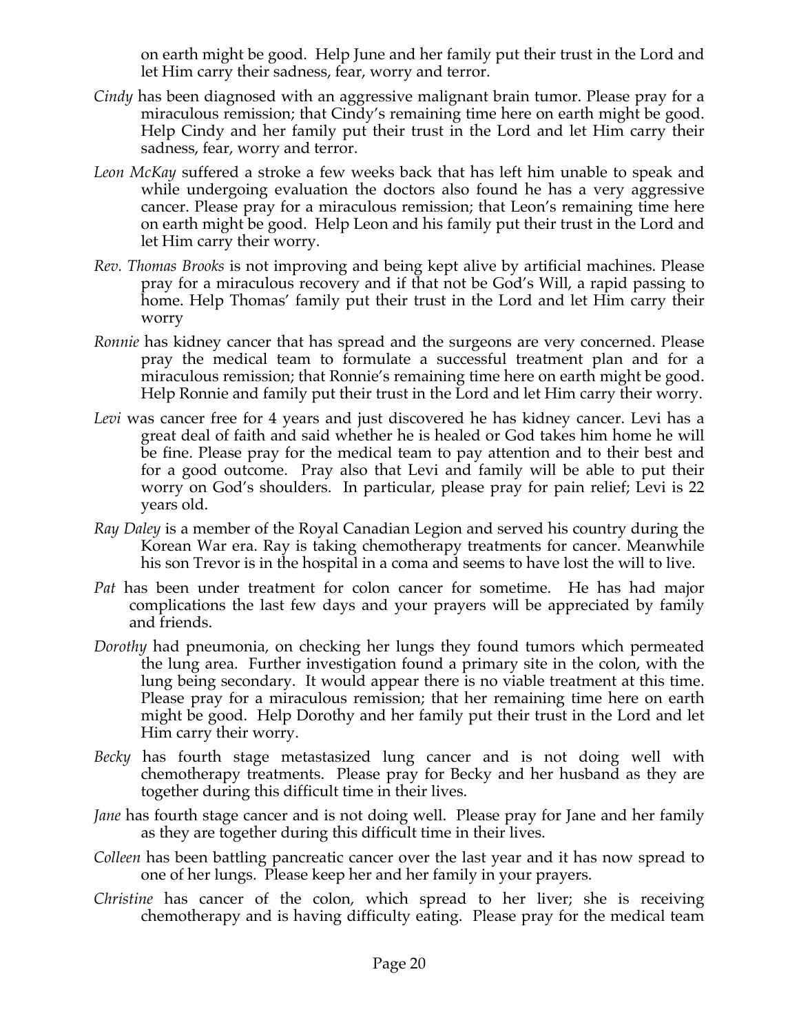on earth might be good. Help June and her family put their trust in the Lord and let Him carry their sadness, fear, worry and terror.

*Cindy* has been diagnosed with an aggressive malignant brain tumor. Please pray for a miraculous remission; that Cindy's remaining time here on earth might be good. Help Cindy and her family put their trust in the Lord and let Him carry their sadness, fear, worry and terror.

*Leon McKay* suffered a stroke a few weeks back that has left him unable to speak and while undergoing evaluation the doctors also found he has a very aggressive cancer. Please pray for a miraculous remission; that Leon's remaining time here on earth might be good. Help Leon and his family put their trust in the Lord and let Him carry their worry.

*Rev. Thomas Brooks* is not improving and being kept alive by artificial machines. Please pray for a miraculous recovery and if that not be God's Will, a rapid passing to home. Help Thomas' family put their trust in the Lord and let Him carry their worry

*Ronnie* has kidney cancer that has spread and the surgeons are very concerned. Please pray the medical team to formulate a successful treatment plan and for a miraculous remission; that Ronnie's remaining time here on earth might be good. Help Ronnie and family put their trust in the Lord and let Him carry their worry.

*Levi* was cancer free for 4 years and just discovered he has kidney cancer. Levi has a great deal of faith and said whether he is healed or God takes him home he will be fine. Please pray for the medical team to pay attention and to their best and for a good outcome. Pray also that Levi and family will be able to put their worry on God's shoulders. In particular, please pray for pain relief; Levi is 22 years old.

*Ray Daley* is a member of the Royal Canadian Legion and served his country during the Korean War era. Ray is taking chemotherapy treatments for cancer. Meanwhile his son Trevor is in the hospital in a coma and seems to have lost the will to live.

*Pat* has been under treatment for colon cancer for sometime. He has had major complications the last few days and your prayers will be appreciated by family and friends.

*Dorothy* had pneumonia, on checking her lungs they found tumors which permeated the lung area. Further investigation found a primary site in the colon, with the lung being secondary. It would appear there is no viable treatment at this time. Please pray for a miraculous remission; that her remaining time here on earth might be good. Help Dorothy and her family put their trust in the Lord and let Him carry their worry.

*Becky* has fourth stage metastasized lung cancer and is not doing well with chemotherapy treatments. Please pray for Becky and her husband as they are together during this difficult time in their lives.

*Jane* has fourth stage cancer and is not doing well. Please pray for Jane and her family as they are together during this difficult time in their lives.

*Colleen* has been battling pancreatic cancer over the last year and it has now spread to one of her lungs. Please keep her and her family in your prayers.

*Christine* has cancer of the colon, which spread to her liver; she is receiving chemotherapy and is having difficulty eating. Please pray for the medical team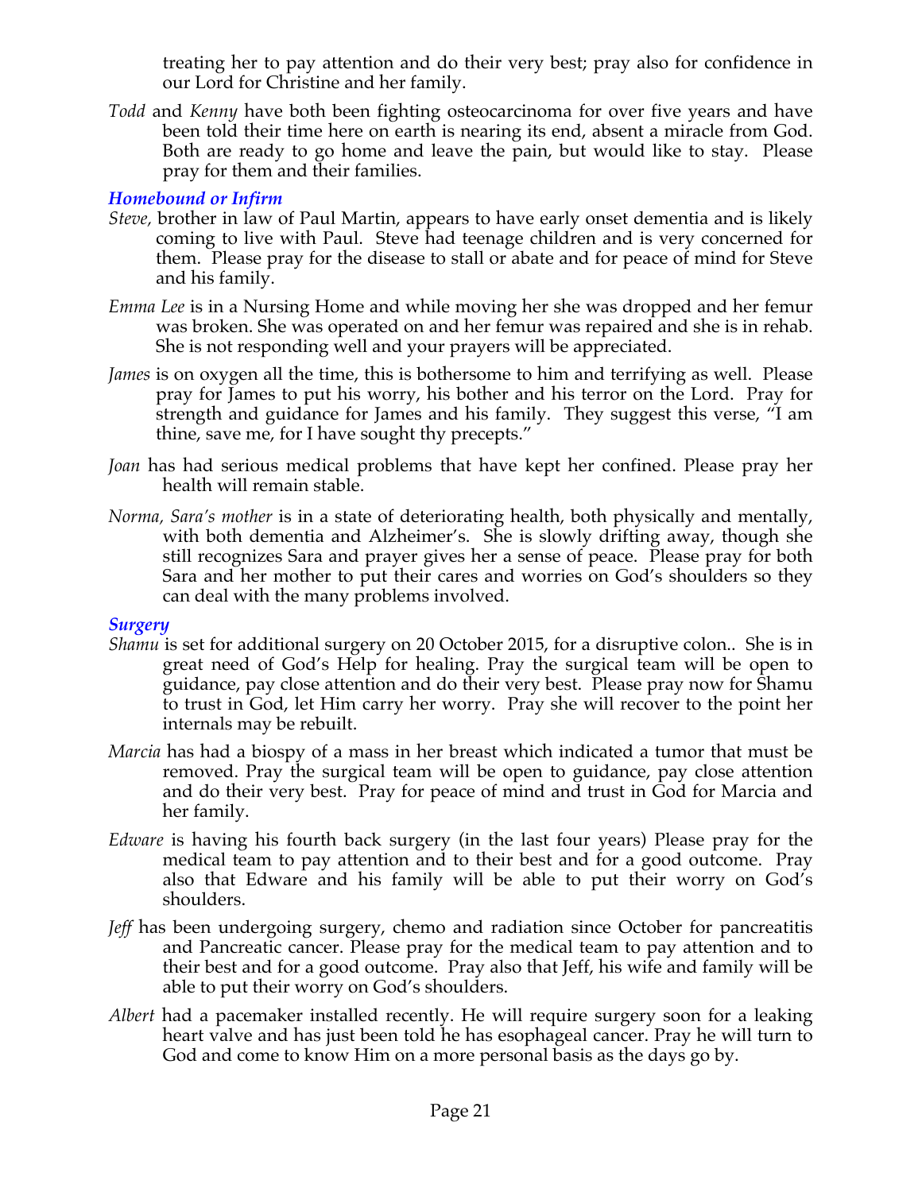treating her to pay attention and do their very best; pray also for confidence in our Lord for Christine and her family.

*Todd* and *Kenny* have both been fighting osteocarcinoma for over five years and have been told their time here on earth is nearing its end, absent a miracle from God. Both are ready to go home and leave the pain, but would like to stay. Please pray for them and their families.

### *Homebound or Infirm*

*Steve,* brother in law of Paul Martin, appears to have early onset dementia and is likely coming to live with Paul. Steve had teenage children and is very concerned for them. Please pray for the disease to stall or abate and for peace of mind for Steve and his family.

*Emma Lee* is in a Nursing Home and while moving her she was dropped and her femur was broken. She was operated on and her femur was repaired and she is in rehab. She is not responding well and your prayers will be appreciated.

*James* is on oxygen all the time, this is bothersome to him and terrifying as well. Please pray for James to put his worry, his bother and his terror on the Lord. Pray for strength and guidance for James and his family. They suggest this verse, "I am thine, save me, for I have sought thy precepts."

*Joan* has had serious medical problems that have kept her confined. Please pray her health will remain stable.

*Norma, Sara's mother* is in a state of deteriorating health, both physically and mentally, with both dementia and Alzheimer's. She is slowly drifting away, though she still recognizes Sara and prayer gives her a sense of peace. Please pray for both Sara and her mother to put their cares and worries on God's shoulders so they can deal with the many problems involved.

### *Surgery*

*Shamu* is set for additional surgery on 20 October 2015, for a disruptive colon.. She is in great need of God's Help for healing. Pray the surgical team will be open to guidance, pay close attention and do their very best. Please pray now for Shamu to trust in God, let Him carry her worry. Pray she will recover to the point her internals may be rebuilt.

*Marcia* has had a biospy of a mass in her breast which indicated a tumor that must be removed. Pray the surgical team will be open to guidance, pay close attention and do their very best. Pray for peace of mind and trust in God for Marcia and her family.

*Edware* is having his fourth back surgery (in the last four years) Please pray for the medical team to pay attention and to their best and for a good outcome. Pray also that Edware and his family will be able to put their worry on God's shoulders.

*Jeff* has been undergoing surgery, chemo and radiation since October for pancreatitis and Pancreatic cancer. Please pray for the medical team to pay attention and to their best and for a good outcome. Pray also that Jeff, his wife and family will be able to put their worry on God's shoulders.

*Albert* had a pacemaker installed recently. He will require surgery soon for a leaking heart valve and has just been told he has esophageal cancer. Pray he will turn to God and come to know Him on a more personal basis as the days go by.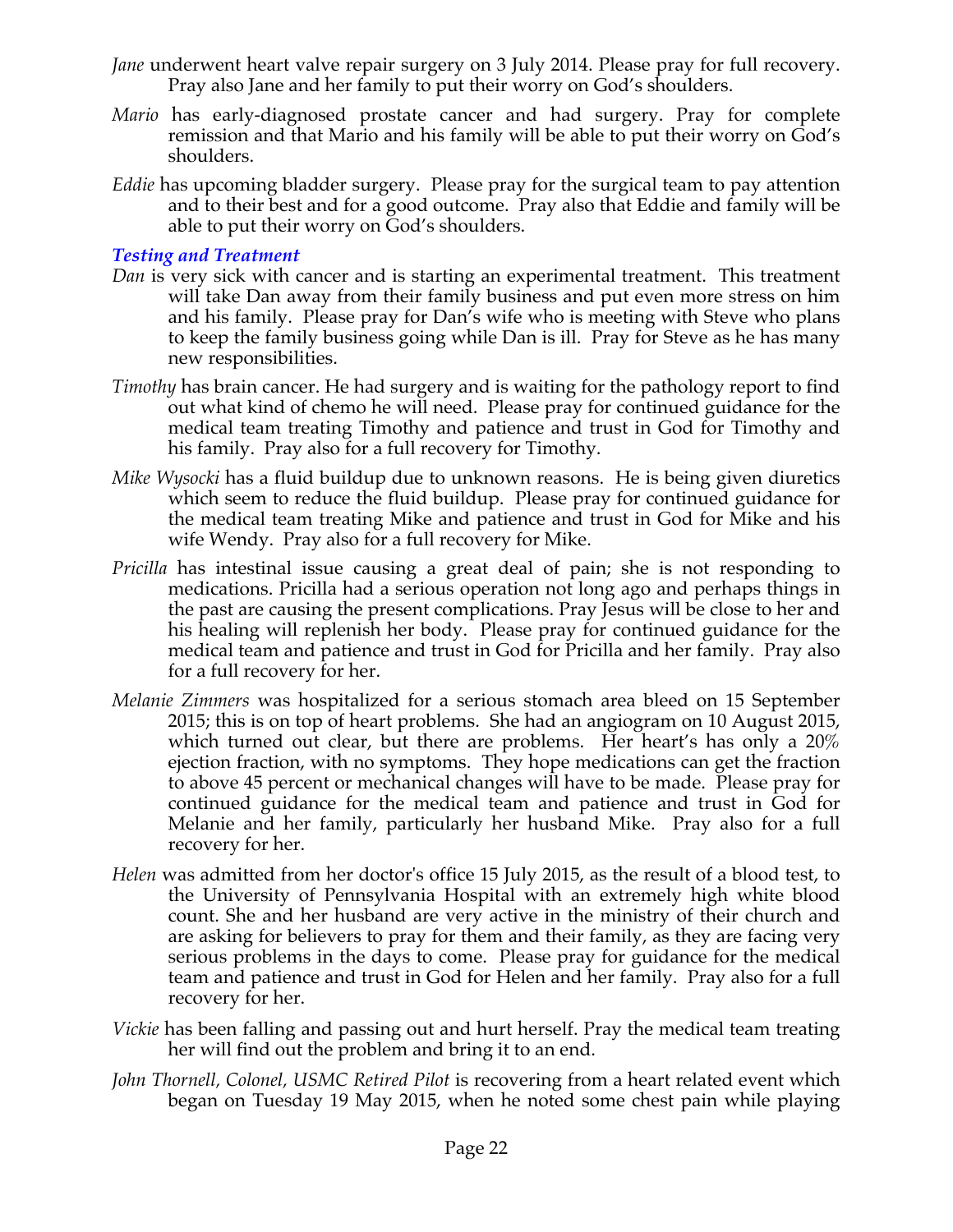*Jane* underwent heart valve repair surgery on 3 July 2014. Please pray for full recovery. Pray also Jane and her family to put their worry on God's shoulders.

*Mario* has early-diagnosed prostate cancer and had surgery. Pray for complete remission and that Mario and his family will be able to put their worry on God's shoulders.

*Eddie* has upcoming bladder surgery. Please pray for the surgical team to pay attention and to their best and for a good outcome. Pray also that Eddie and family will be able to put their worry on God's shoulders.

### *Testing and Treatment*

*Dan* is very sick with cancer and is starting an experimental treatment. This treatment will take Dan away from their family business and put even more stress on him and his family. Please pray for Dan's wife who is meeting with Steve who plans to keep the family business going while Dan is ill. Pray for Steve as he has many new responsibilities.

*Timothy* has brain cancer. He had surgery and is waiting for the pathology report to find out what kind of chemo he will need. Please pray for continued guidance for the medical team treating Timothy and patience and trust in God for Timothy and his family. Pray also for a full recovery for Timothy.

*Mike Wysocki* has a fluid buildup due to unknown reasons. He is being given diuretics which seem to reduce the fluid buildup. Please pray for continued guidance for the medical team treating Mike and patience and trust in God for Mike and his wife Wendy. Pray also for a full recovery for Mike.

*Pricilla* has intestinal issue causing a great deal of pain; she is not responding to medications. Pricilla had a serious operation not long ago and perhaps things in the past are causing the present complications. Pray Jesus will be close to her and his healing will replenish her body. Please pray for continued guidance for the medical team and patience and trust in God for Pricilla and her family. Pray also for a full recovery for her.

*Melanie Zimmers* was hospitalized for a serious stomach area bleed on 15 September 2015; this is on top of heart problems. She had an angiogram on 10 August 2015, which turned out clear, but there are problems. Her heart's has only a 20% ejection fraction, with no symptoms. They hope medications can get the fraction to above 45 percent or mechanical changes will have to be made. Please pray for continued guidance for the medical team and patience and trust in God for Melanie and her family, particularly her husband Mike. Pray also for a full recovery for her.

*Helen* was admitted from her doctor's office 15 July 2015, as the result of a blood test, to the University of Pennsylvania Hospital with an extremely high white blood count. She and her husband are very active in the ministry of their church and are asking for believers to pray for them and their family, as they are facing very serious problems in the days to come. Please pray for guidance for the medical team and patience and trust in God for Helen and her family. Pray also for a full recovery for her.

*Vickie* has been falling and passing out and hurt herself. Pray the medical team treating her will find out the problem and bring it to an end.

*John Thornell, Colonel, USMC Retired Pilot* is recovering from a heart related event which began on Tuesday 19 May 2015, when he noted some chest pain while playing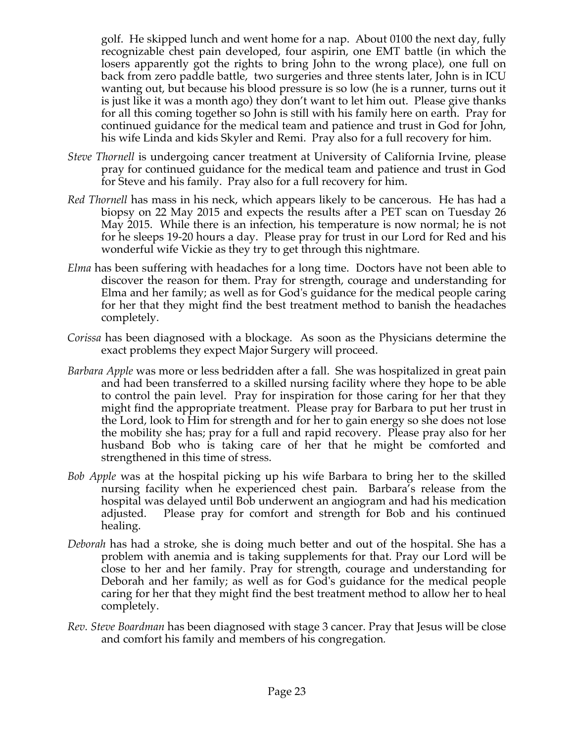golf. He skipped lunch and went home for a nap. About 0100 the next day, fully recognizable chest pain developed, four aspirin, one EMT battle (in which the losers apparently got the rights to bring John to the wrong place), one full on back from zero paddle battle, two surgeries and three stents later, John is in ICU wanting out, but because his blood pressure is so low (he is a runner, turns out it is just like it was a month ago) they don't want to let him out. Please give thanks for all this coming together so John is still with his family here on earth. Pray for continued guidance for the medical team and patience and trust in God for John, his wife Linda and kids Skyler and Remi. Pray also for a full recovery for him.

- *Steve Thornell* is undergoing cancer treatment at University of California Irvine, please pray for continued guidance for the medical team and patience and trust in God for Steve and his family. Pray also for a full recovery for him.
- *Red Thornell* has mass in his neck, which appears likely to be cancerous. He has had a biopsy on 22 May 2015 and expects the results after a PET scan on Tuesday 26 May 2015. While there is an infection, his temperature is now normal; he is not for he sleeps 19-20 hours a day. Please pray for trust in our Lord for Red and his wonderful wife Vickie as they try to get through this nightmare.
- *Elma* has been suffering with headaches for a long time. Doctors have not been able to discover the reason for them. Pray for strength, courage and understanding for Elma and her family; as well as for God's guidance for the medical people caring for her that they might find the best treatment method to banish the headaches completely.
- *Corissa* has been diagnosed with a blockage. As soon as the Physicians determine the exact problems they expect Major Surgery will proceed.
- *Barbara Apple* was more or less bedridden after a fall. She was hospitalized in great pain and had been transferred to a skilled nursing facility where they hope to be able to control the pain level. Pray for inspiration for those caring for her that they might find the appropriate treatment. Please pray for Barbara to put her trust in the Lord, look to Him for strength and for her to gain energy so she does not lose the mobility she has; pray for a full and rapid recovery. Please pray also for her husband Bob who is taking care of her that he might be comforted and strengthened in this time of stress.
- *Bob Apple* was at the hospital picking up his wife Barbara to bring her to the skilled nursing facility when he experienced chest pain. Barbara's release from the hospital was delayed until Bob underwent an angiogram and had his medication adjusted. Please pray for comfort and strength for Bob and his continued healing.
- *Deborah* has had a stroke, she is doing much better and out of the hospital. She has a problem with anemia and is taking supplements for that. Pray our Lord will be close to her and her family. Pray for strength, courage and understanding for Deborah and her family; as well as for God's guidance for the medical people caring for her that they might find the best treatment method to allow her to heal completely.
- *Rev. Steve Boardman* has been diagnosed with stage 3 cancer. Pray that Jesus will be close and comfort his family and members of his congregation.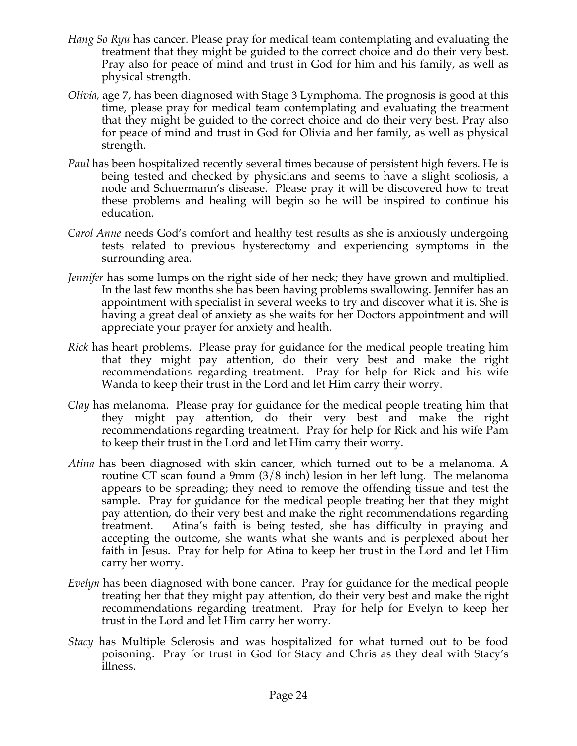*Hang So Ryu* has cancer. Please pray for medical team contemplating and evaluating the treatment that they might be guided to the correct choice and do their very best. Pray also for peace of mind and trust in God for him and his family, as well as physical strength.

*Olivia,* age 7, has been diagnosed with Stage 3 Lymphoma. The prognosis is good at this time, please pray for medical team contemplating and evaluating the treatment that they might be guided to the correct choice and do their very best. Pray also for peace of mind and trust in God for Olivia and her family, as well as physical strength.

*Paul* has been hospitalized recently several times because of persistent high fevers. He is being tested and checked by physicians and seems to have a slight scoliosis, a node and Schuermann's disease. Please pray it will be discovered how to treat these problems and healing will begin so he will be inspired to continue his education.

*Carol Anne* needs God's comfort and healthy test results as she is anxiously undergoing tests related to previous hysterectomy and experiencing symptoms in the surrounding area.

*Jennifer* has some lumps on the right side of her neck; they have grown and multiplied. In the last few months she has been having problems swallowing. Jennifer has an appointment with specialist in several weeks to try and discover what it is. She is having a great deal of anxiety as she waits for her Doctors appointment and will appreciate your prayer for anxiety and health.

*Rick* has heart problems. Please pray for guidance for the medical people treating him that they might pay attention, do their very best and make the right recommendations regarding treatment. Pray for help for Rick and his wife Wanda to keep their trust in the Lord and let Him carry their worry.

*Clay* has melanoma. Please pray for guidance for the medical people treating him that they might pay attention, do their very best and make the right recommendations regarding treatment. Pray for help for Rick and his wife Pam to keep their trust in the Lord and let Him carry their worry.

*Atina* has been diagnosed with skin cancer, which turned out to be a melanoma. A routine CT scan found a 9mm (3/8 inch) lesion in her left lung. The melanoma appears to be spreading; they need to remove the offending tissue and test the sample. Pray for guidance for the medical people treating her that they might pay attention, do their very best and make the right recommendations regarding treatment. Atina's faith is being tested, she has difficulty in praying and accepting the outcome, she wants what she wants and is perplexed about her faith in Jesus. Pray for help for Atina to keep her trust in the Lord and let Him carry her worry.

*Evelyn* has been diagnosed with bone cancer. Pray for guidance for the medical people treating her that they might pay attention, do their very best and make the right recommendations regarding treatment. Pray for help for Evelyn to keep her trust in the Lord and let Him carry her worry.

*Stacy* has Multiple Sclerosis and was hospitalized for what turned out to be food poisoning. Pray for trust in God for Stacy and Chris as they deal with Stacy's illness.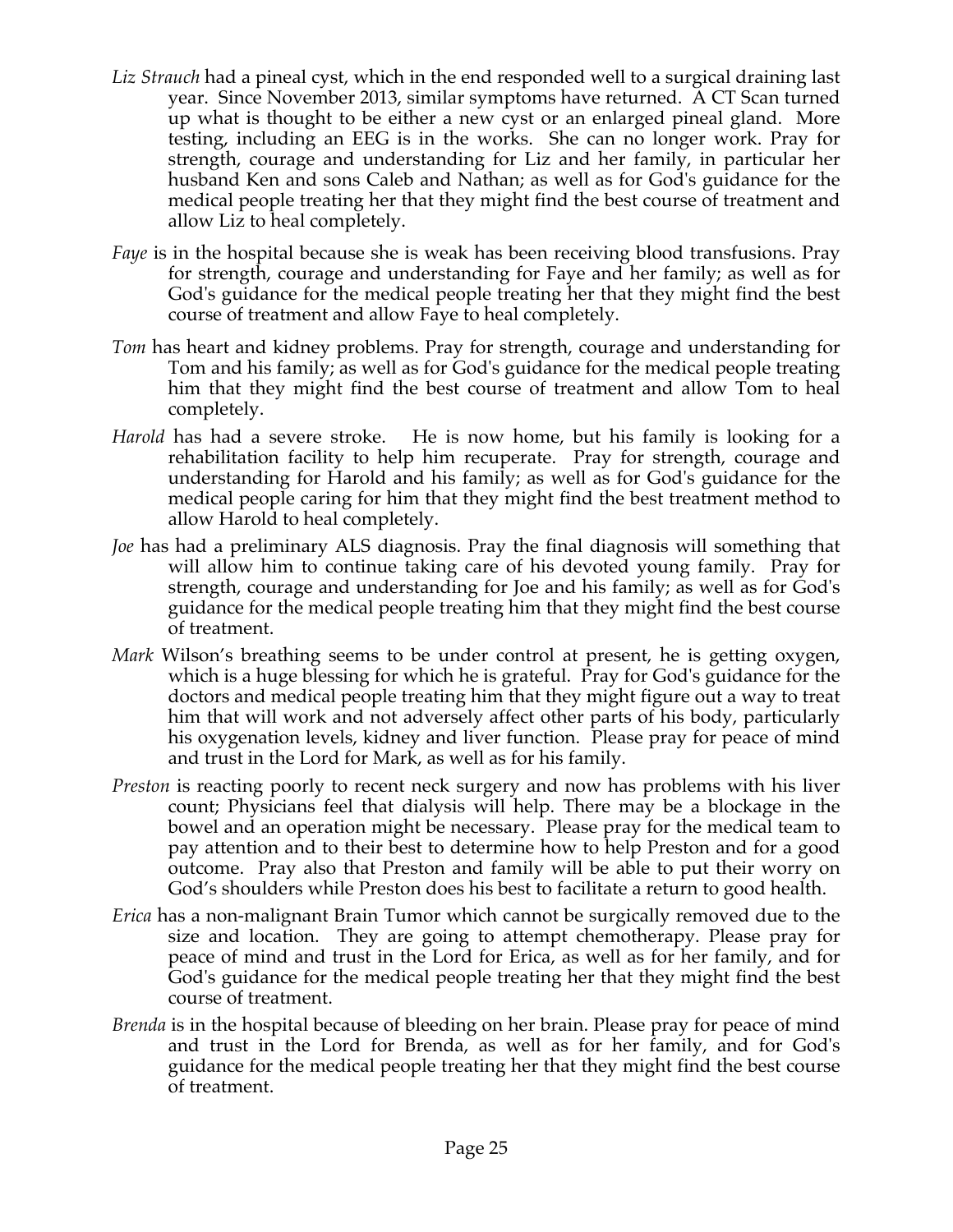*Liz Strauch* had a pineal cyst, which in the end responded well to a surgical draining last year. Since November 2013, similar symptoms have returned. A CT Scan turned up what is thought to be either a new cyst or an enlarged pineal gland. More testing, including an EEG is in the works. She can no longer work. Pray for strength, courage and understanding for Liz and her family, in particular her husband Ken and sons Caleb and Nathan; as well as for God's guidance for the medical people treating her that they might find the best course of treatment and allow Liz to heal completely.

*Faye* is in the hospital because she is weak has been receiving blood transfusions. Pray for strength, courage and understanding for Faye and her family; as well as for God's guidance for the medical people treating her that they might find the best course of treatment and allow Faye to heal completely.

*Tom* has heart and kidney problems. Pray for strength, courage and understanding for Tom and his family; as well as for God's guidance for the medical people treating him that they might find the best course of treatment and allow Tom to heal completely.

*Harold* has had a severe stroke. He is now home, but his family is looking for a rehabilitation facility to help him recuperate. Pray for strength, courage and understanding for Harold and his family; as well as for God's guidance for the medical people caring for him that they might find the best treatment method to allow Harold to heal completely.

*Joe* has had a preliminary ALS diagnosis. Pray the final diagnosis will something that will allow him to continue taking care of his devoted young family. Pray for strength, courage and understanding for Joe and his family; as well as for God's guidance for the medical people treating him that they might find the best course of treatment.

*Mark* Wilson's breathing seems to be under control at present, he is getting oxygen, which is a huge blessing for which he is grateful. Pray for God's guidance for the doctors and medical people treating him that they might figure out a way to treat him that will work and not adversely affect other parts of his body, particularly his oxygenation levels, kidney and liver function. Please pray for peace of mind and trust in the Lord for Mark, as well as for his family.

*Preston* is reacting poorly to recent neck surgery and now has problems with his liver count; Physicians feel that dialysis will help. There may be a blockage in the bowel and an operation might be necessary. Please pray for the medical team to pay attention and to their best to determine how to help Preston and for a good outcome. Pray also that Preston and family will be able to put their worry on God's shoulders while Preston does his best to facilitate a return to good health.

*Erica* has a non-malignant Brain Tumor which cannot be surgically removed due to the size and location. They are going to attempt chemotherapy. Please pray for peace of mind and trust in the Lord for Erica, as well as for her family, and for God's guidance for the medical people treating her that they might find the best course of treatment.

*Brenda* is in the hospital because of bleeding on her brain. Please pray for peace of mind and trust in the Lord for Brenda, as well as for her family, and for God's guidance for the medical people treating her that they might find the best course of treatment.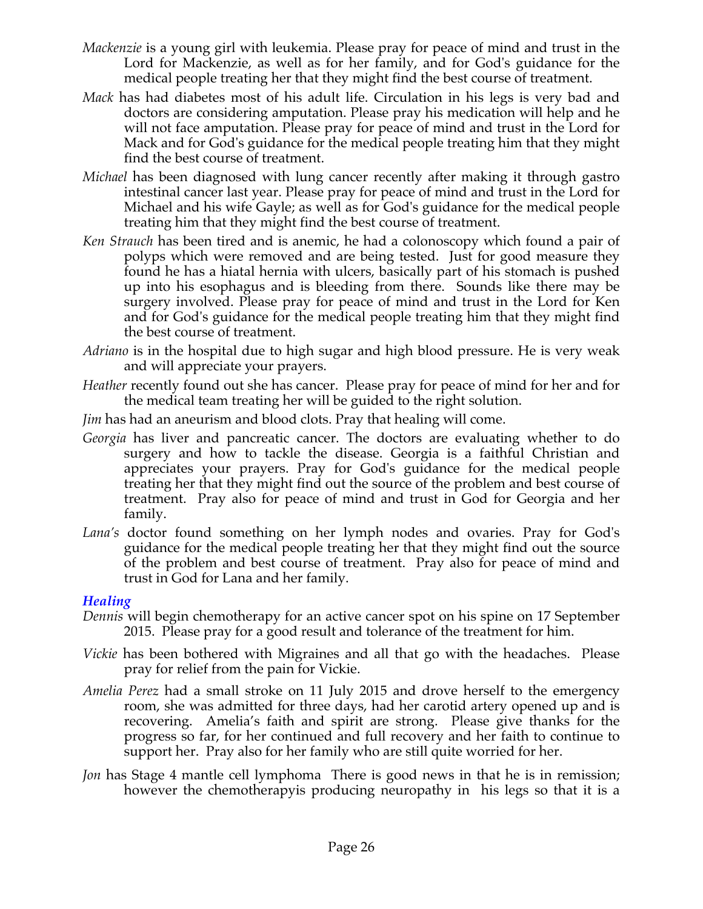*Mackenzie* is a young girl with leukemia. Please pray for peace of mind and trust in the Lord for Mackenzie, as well as for her family, and for God's guidance for the medical people treating her that they might find the best course of treatment.

*Mack* has had diabetes most of his adult life. Circulation in his legs is very bad and doctors are considering amputation. Please pray his medication will help and he will not face amputation. Please pray for peace of mind and trust in the Lord for Mack and for God's guidance for the medical people treating him that they might find the best course of treatment.

*Michael* has been diagnosed with lung cancer recently after making it through gastro intestinal cancer last year. Please pray for peace of mind and trust in the Lord for Michael and his wife Gayle; as well as for God's guidance for the medical people treating him that they might find the best course of treatment.

*Ken Strauch* has been tired and is anemic, he had a colonoscopy which found a pair of polyps which were removed and are being tested. Just for good measure they found he has a hiatal hernia with ulcers, basically part of his stomach is pushed up into his esophagus and is bleeding from there. Sounds like there may be surgery involved. Please pray for peace of mind and trust in the Lord for Ken and for God's guidance for the medical people treating him that they might find the best course of treatment.

*Adriano* is in the hospital due to high sugar and high blood pressure. He is very weak and will appreciate your prayers.

*Heather* recently found out she has cancer. Please pray for peace of mind for her and for the medical team treating her will be guided to the right solution.

*Jim* has had an aneurism and blood clots. Pray that healing will come.

*Georgia* has liver and pancreatic cancer. The doctors are evaluating whether to do surgery and how to tackle the disease. Georgia is a faithful Christian and appreciates your prayers. Pray for God's guidance for the medical people treating her that they might find out the source of the problem and best course of treatment. Pray also for peace of mind and trust in God for Georgia and her family.

*Lana's* doctor found something on her lymph nodes and ovaries. Pray for God's guidance for the medical people treating her that they might find out the source of the problem and best course of treatment. Pray also for peace of mind and trust in God for Lana and her family.

### *Healing*

*Dennis* will begin chemotherapy for an active cancer spot on his spine on 17 September 2015. Please pray for a good result and tolerance of the treatment for him.

*Vickie* has been bothered with Migraines and all that go with the headaches. Please pray for relief from the pain for Vickie.

*Amelia Perez* had a small stroke on 11 July 2015 and drove herself to the emergency room, she was admitted for three days, had her carotid artery opened up and is recovering. Amelia's faith and spirit are strong. Please give thanks for the progress so far, for her continued and full recovery and her faith to continue to support her. Pray also for her family who are still quite worried for her.

*Jon* has Stage 4 mantle cell lymphoma There is good news in that he is in remission; however the chemotherapyis producing neuropathy in his legs so that it is a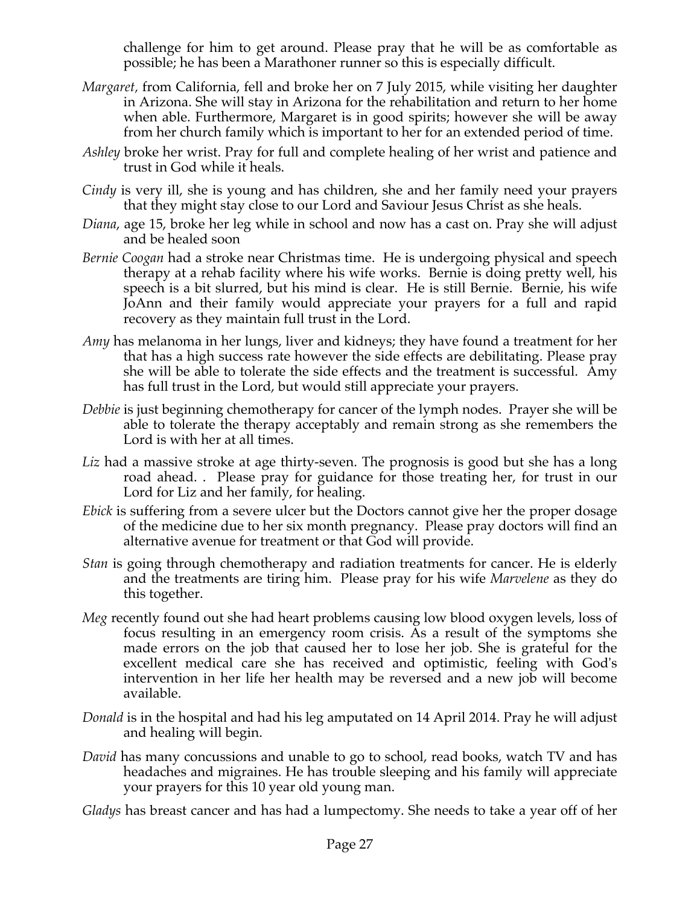challenge for him to get around. Please pray that he will be as comfortable as possible; he has been a Marathoner runner so this is especially difficult.

*Margaret,* from California, fell and broke her on 7 July 2015, while visiting her daughter in Arizona. She will stay in Arizona for the rehabilitation and return to her home when able. Furthermore, Margaret is in good spirits; however she will be away from her church family which is important to her for an extended period of time.

*Ashley* broke her wrist. Pray for full and complete healing of her wrist and patience and trust in God while it heals.

*Cindy* is very ill, she is young and has children, she and her family need your prayers that they might stay close to our Lord and Saviour Jesus Christ as she heals.

*Diana*, age 15, broke her leg while in school and now has a cast on. Pray she will adjust and be healed soon

*Bernie Coogan* had a stroke near Christmas time. He is undergoing physical and speech therapy at a rehab facility where his wife works. Bernie is doing pretty well, his speech is a bit slurred, but his mind is clear. He is still Bernie. Bernie, his wife JoAnn and their family would appreciate your prayers for a full and rapid recovery as they maintain full trust in the Lord.

*Amy* has melanoma in her lungs, liver and kidneys; they have found a treatment for her that has a high success rate however the side effects are debilitating. Please pray she will be able to tolerate the side effects and the treatment is successful. Amy has full trust in the Lord, but would still appreciate your prayers.

*Debbie* is just beginning chemotherapy for cancer of the lymph nodes. Prayer she will be able to tolerate the therapy acceptably and remain strong as she remembers the Lord is with her at all times.

*Liz* had a massive stroke at age thirty-seven. The prognosis is good but she has a long road ahead. . Please pray for guidance for those treating her, for trust in our Lord for Liz and her family, for healing.

*Ebick* is suffering from a severe ulcer but the Doctors cannot give her the proper dosage of the medicine due to her six month pregnancy. Please pray doctors will find an alternative avenue for treatment or that God will provide.

*Stan* is going through chemotherapy and radiation treatments for cancer. He is elderly and the treatments are tiring him. Please pray for his wife *Marvelene* as they do this together.

*Meg* recently found out she had heart problems causing low blood oxygen levels, loss of focus resulting in an emergency room crisis. As a result of the symptoms she made errors on the job that caused her to lose her job. She is grateful for the excellent medical care she has received and optimistic, feeling with God's intervention in her life her health may be reversed and a new job will become available.

*Donald* is in the hospital and had his leg amputated on 14 April 2014. Pray he will adjust and healing will begin.

*David* has many concussions and unable to go to school, read books, watch TV and has headaches and migraines. He has trouble sleeping and his family will appreciate your prayers for this 10 year old young man.

*Gladys* has breast cancer and has had a lumpectomy. She needs to take a year off of her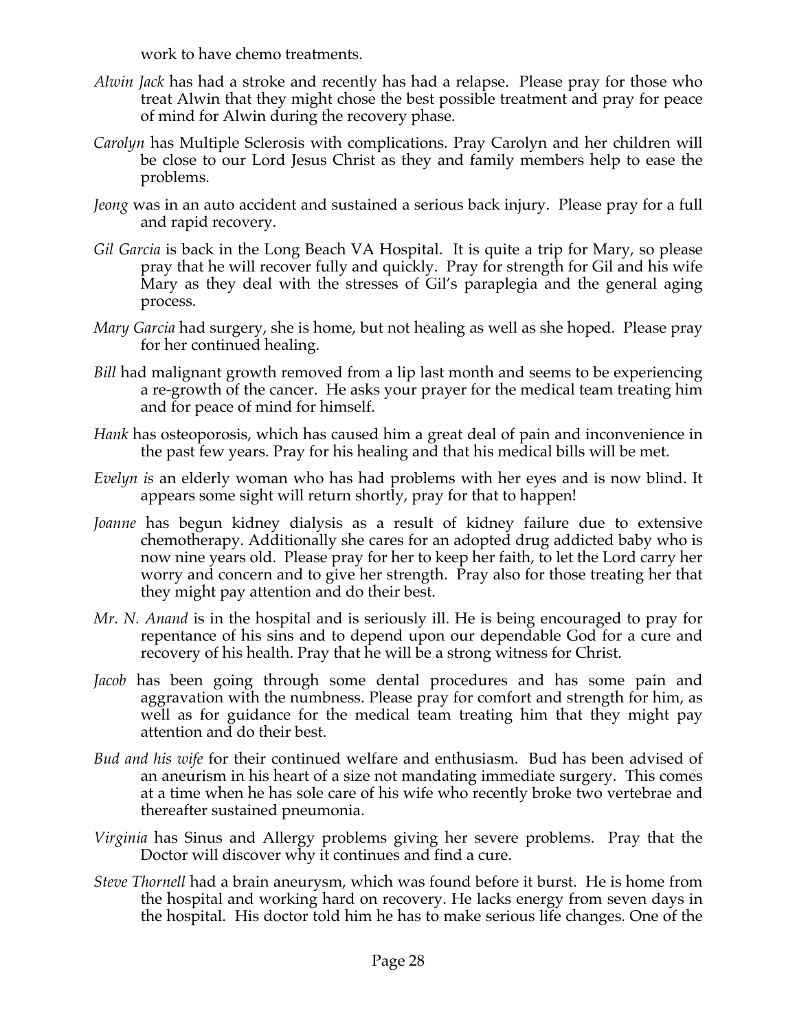work to have chemo treatments.

*Alwin Jack* has had a stroke and recently has had a relapse. Please pray for those who treat Alwin that they might chose the best possible treatment and pray for peace of mind for Alwin during the recovery phase.

*Carolyn* has Multiple Sclerosis with complications. Pray Carolyn and her children will be close to our Lord Jesus Christ as they and family members help to ease the problems.

*Jeong* was in an auto accident and sustained a serious back injury. Please pray for a full and rapid recovery.

*Gil Garcia* is back in the Long Beach VA Hospital. It is quite a trip for Mary, so please pray that he will recover fully and quickly. Pray for strength for Gil and his wife Mary as they deal with the stresses of Gil's paraplegia and the general aging process.

*Mary Garcia* had surgery, she is home, but not healing as well as she hoped. Please pray for her continued healing.

*Bill* had malignant growth removed from a lip last month and seems to be experiencing a re-growth of the cancer. He asks your prayer for the medical team treating him and for peace of mind for himself.

*Hank* has osteoporosis, which has caused him a great deal of pain and inconvenience in the past few years. Pray for his healing and that his medical bills will be met.

*Evelyn is* an elderly woman who has had problems with her eyes and is now blind. It appears some sight will return shortly, pray for that to happen!

*Joanne* has begun kidney dialysis as a result of kidney failure due to extensive chemotherapy. Additionally she cares for an adopted drug addicted baby who is now nine years old. Please pray for her to keep her faith, to let the Lord carry her worry and concern and to give her strength. Pray also for those treating her that they might pay attention and do their best.

*Mr. N. Anand* is in the hospital and is seriously ill. He is being encouraged to pray for repentance of his sins and to depend upon our dependable God for a cure and recovery of his health. Pray that he will be a strong witness for Christ.

*Jacob* has been going through some dental procedures and has some pain and aggravation with the numbness. Please pray for comfort and strength for him, as well as for guidance for the medical team treating him that they might pay attention and do their best.

*Bud and his wife* for their continued welfare and enthusiasm. Bud has been advised of an aneurism in his heart of a size not mandating immediate surgery. This comes at a time when he has sole care of his wife who recently broke two vertebrae and thereafter sustained pneumonia.

*Virginia* has Sinus and Allergy problems giving her severe problems. Pray that the Doctor will discover why it continues and find a cure.

*Steve Thornell* had a brain aneurysm, which was found before it burst. He is home from the hospital and working hard on recovery. He lacks energy from seven days in the hospital. His doctor told him he has to make serious life changes. One of the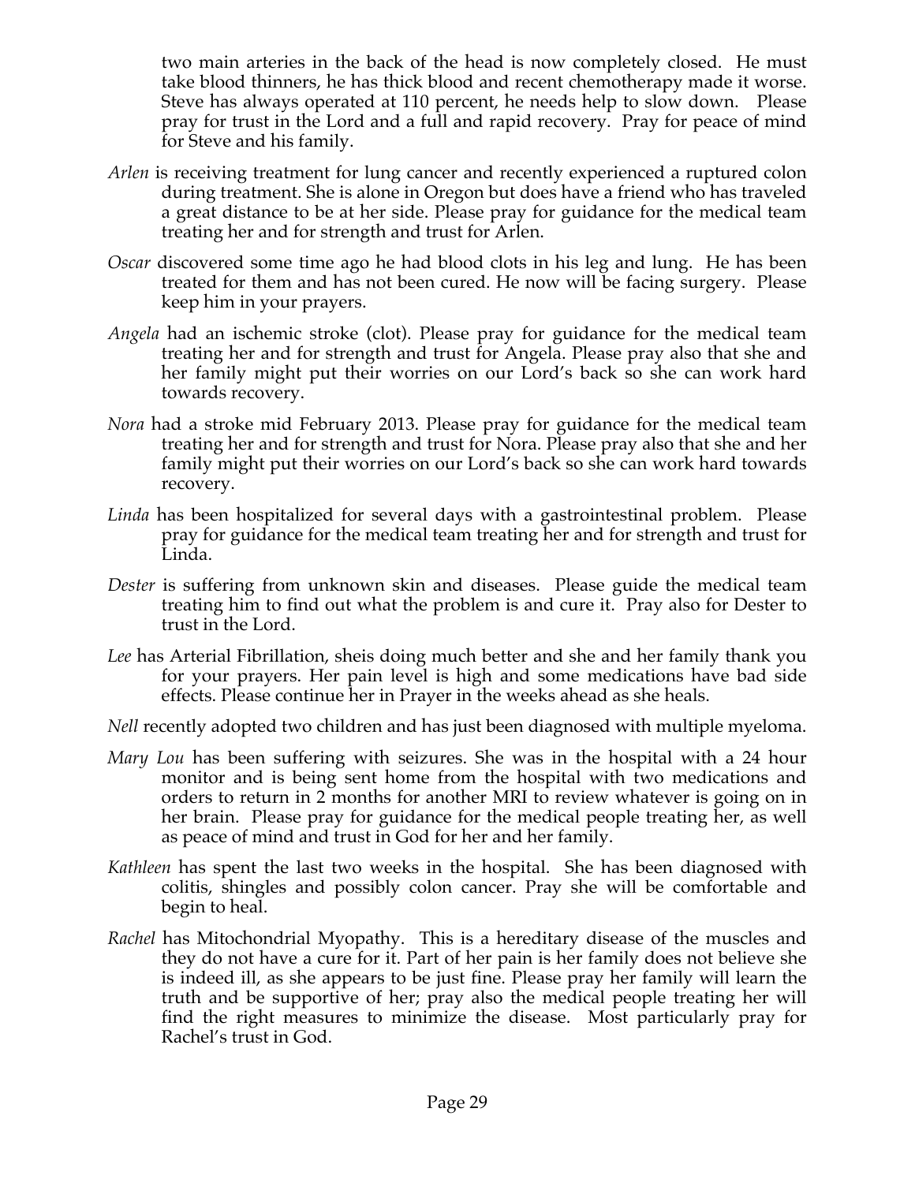two main arteries in the back of the head is now completely closed. He must take blood thinners, he has thick blood and recent chemotherapy made it worse. Steve has always operated at 110 percent, he needs help to slow down. Please pray for trust in the Lord and a full and rapid recovery. Pray for peace of mind for Steve and his family.

*Arlen* is receiving treatment for lung cancer and recently experienced a ruptured colon during treatment. She is alone in Oregon but does have a friend who has traveled a great distance to be at her side. Please pray for guidance for the medical team treating her and for strength and trust for Arlen.

*Oscar* discovered some time ago he had blood clots in his leg and lung. He has been treated for them and has not been cured. He now will be facing surgery. Please keep him in your prayers.

*Angela* had an ischemic stroke (clot). Please pray for guidance for the medical team treating her and for strength and trust for Angela. Please pray also that she and her family might put their worries on our Lord's back so she can work hard towards recovery.

*Nora* had a stroke mid February 2013. Please pray for guidance for the medical team treating her and for strength and trust for Nora. Please pray also that she and her family might put their worries on our Lord's back so she can work hard towards recovery.

*Linda* has been hospitalized for several days with a gastrointestinal problem. Please pray for guidance for the medical team treating her and for strength and trust for Linda.

*Dester* is suffering from unknown skin and diseases. Please guide the medical team treating him to find out what the problem is and cure it. Pray also for Dester to trust in the Lord.

*Lee* has Arterial Fibrillation, sheis doing much better and she and her family thank you for your prayers. Her pain level is high and some medications have bad side effects. Please continue her in Prayer in the weeks ahead as she heals.

*Nell* recently adopted two children and has just been diagnosed with multiple myeloma.

*Mary Lou* has been suffering with seizures. She was in the hospital with a 24 hour monitor and is being sent home from the hospital with two medications and orders to return in 2 months for another MRI to review whatever is going on in her brain. Please pray for guidance for the medical people treating her, as well as peace of mind and trust in God for her and her family.

*Kathleen* has spent the last two weeks in the hospital. She has been diagnosed with colitis, shingles and possibly colon cancer. Pray she will be comfortable and begin to heal.

*Rachel* has Mitochondrial Myopathy. This is a hereditary disease of the muscles and they do not have a cure for it. Part of her pain is her family does not believe she is indeed ill, as she appears to be just fine. Please pray her family will learn the truth and be supportive of her; pray also the medical people treating her will find the right measures to minimize the disease. Most particularly pray for Rachel's trust in God.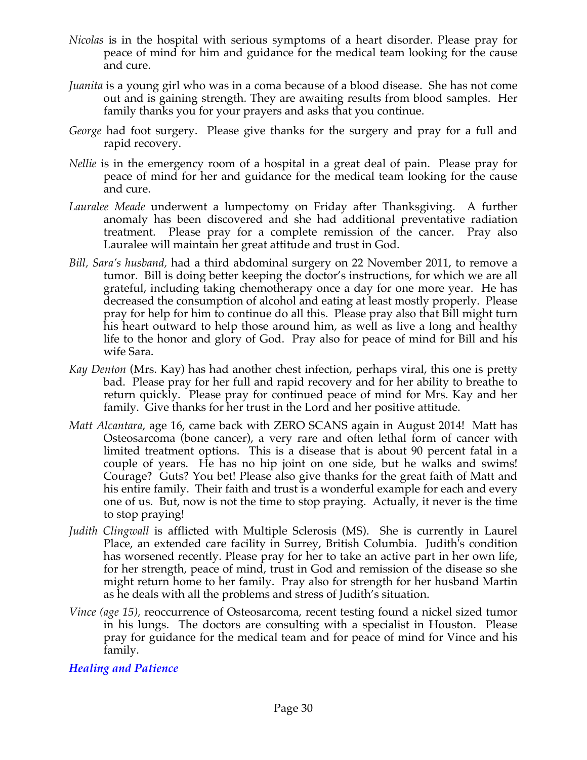*Nicolas* is in the hospital with serious symptoms of a heart disorder. Please pray for peace of mind for him and guidance for the medical team looking for the cause and cure.

*Juanita* is a young girl who was in a coma because of a blood disease. She has not come out and is gaining strength. They are awaiting results from blood samples. Her family thanks you for your prayers and asks that you continue.

*George* had foot surgery. Please give thanks for the surgery and pray for a full and rapid recovery.

*Nellie* is in the emergency room of a hospital in a great deal of pain. Please pray for peace of mind for her and guidance for the medical team looking for the cause and cure.

*Lauralee Meade* underwent a lumpectomy on Friday after Thanksgiving. A further anomaly has been discovered and she had additional preventative radiation treatment. Please pray for a complete remission of the cancer. Pray also Lauralee will maintain her great attitude and trust in God.

*Bill, Sara's husband,* had a third abdominal surgery on 22 November 2011, to remove a tumor. Bill is doing better keeping the doctor's instructions, for which we are all grateful, including taking chemotherapy once a day for one more year. He has decreased the consumption of alcohol and eating at least mostly properly. Please pray for help for him to continue do all this. Please pray also that Bill might turn his heart outward to help those around him, as well as live a long and healthy life to the honor and glory of God. Pray also for peace of mind for Bill and his wife Sara.

*Kay Denton* (Mrs. Kay) has had another chest infection, perhaps viral, this one is pretty bad. Please pray for her full and rapid recovery and for her ability to breathe to return quickly. Please pray for continued peace of mind for Mrs. Kay and her family. Give thanks for her trust in the Lord and her positive attitude.

*Matt Alcantara*, age 16, came back with ZERO SCANS again in August 2014! Matt has Osteosarcoma (bone cancer), a very rare and often lethal form of cancer with limited treatment options. This is a disease that is about 90 percent fatal in a couple of years. He has no hip joint on one side, but he walks and swims! Courage? Guts? You bet! Please also give thanks for the great faith of Matt and his entire family. Their faith and trust is a wonderful example for each and every one of us. But, now is not the time to stop praying. Actually, it never is the time to stop praying!

*Judith Clingwall* is afflicted with Multiple Sclerosis (MS). She is currently in Laurel Place, an extended care facility in Surrey, British Columbia. Judith's condition has worsened recently. Please pray for her to take an active part in her own life, for her strength, peace of mind, trust in God and remission of the disease so she might return home to her family. Pray also for strength for her husband Martin as he deals with all the problems and stress of Judith's situation.

*Vince (age 15),* reoccurrence of Osteosarcoma, recent testing found a nickel sized tumor in his lungs. The doctors are consulting with a specialist in Houston. Please pray for guidance for the medical team and for peace of mind for Vince and his family.

### *Healing and Patience*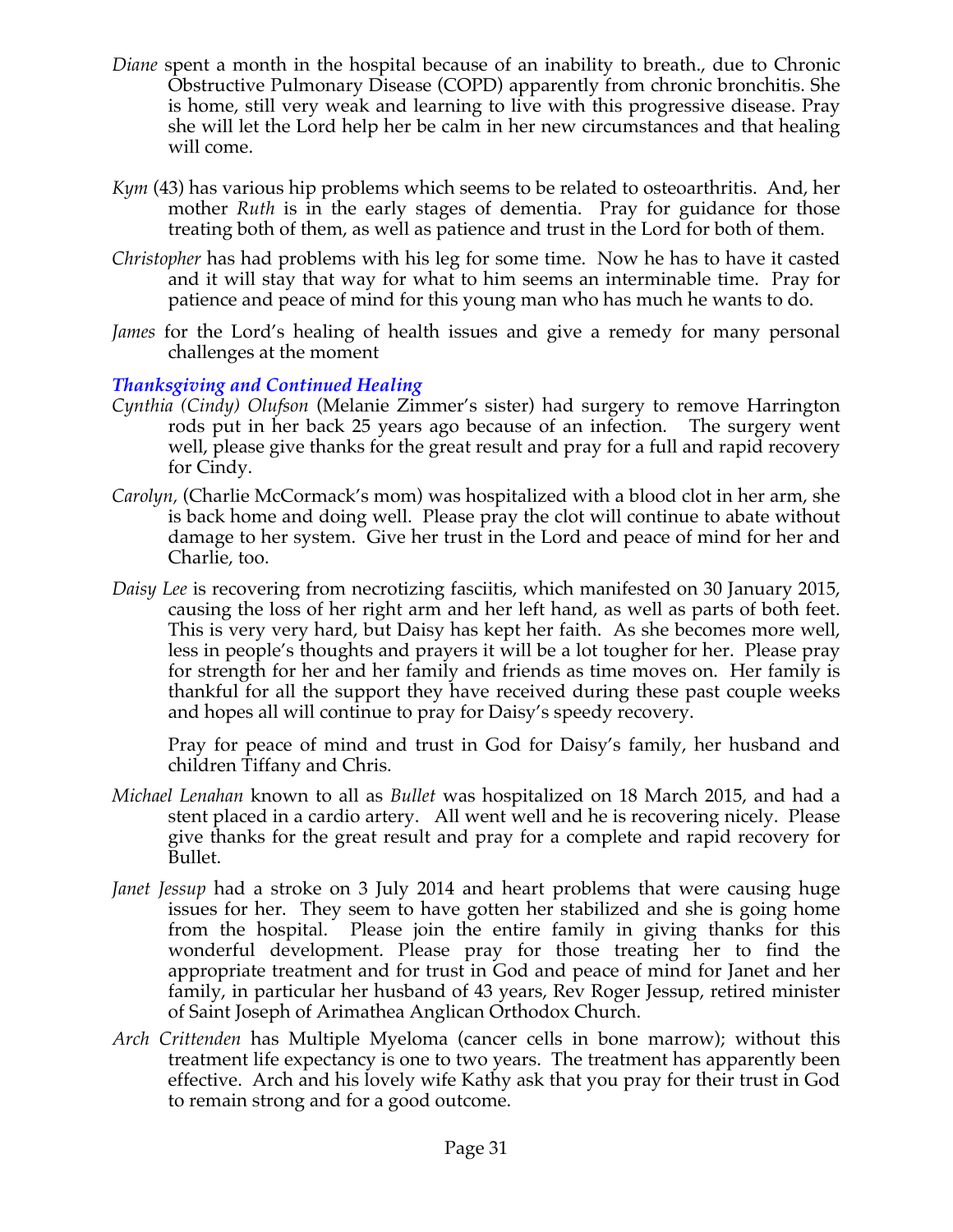*Diane* spent a month in the hospital because of an inability to breath., due to Chronic Obstructive Pulmonary Disease (COPD) apparently from chronic bronchitis. She is home, still very weak and learning to live with this progressive disease. Pray she will let the Lord help her be calm in her new circumstances and that healing will come.

*Kym* (43) has various hip problems which seems to be related to osteoarthritis. And, her mother *Ruth* is in the early stages of dementia. Pray for guidance for those treating both of them, as well as patience and trust in the Lord for both of them.

*Christopher* has had problems with his leg for some time. Now he has to have it casted and it will stay that way for what to him seems an interminable time. Pray for patience and peace of mind for this young man who has much he wants to do.

*James* for the Lord's healing of health issues and give a remedy for many personal challenges at the moment

### *Thanksgiving and Continued Healing*

*Cynthia (Cindy) Olufson* (Melanie Zimmer's sister) had surgery to remove Harrington rods put in her back 25 years ago because of an infection. The surgery went well, please give thanks for the great result and pray for a full and rapid recovery for Cindy.

*Carolyn,* (Charlie McCormack's mom) was hospitalized with a blood clot in her arm, she is back home and doing well. Please pray the clot will continue to abate without damage to her system. Give her trust in the Lord and peace of mind for her and Charlie, too.

*Daisy Lee* is recovering from necrotizing fasciitis, which manifested on 30 January 2015, causing the loss of her right arm and her left hand, as well as parts of both feet. This is very very hard, but Daisy has kept her faith. As she becomes more well, less in people's thoughts and prayers it will be a lot tougher for her. Please pray for strength for her and her family and friends as time moves on. Her family is thankful for all the support they have received during these past couple weeks and hopes all will continue to pray for Daisy's speedy recovery.

Pray for peace of mind and trust in God for Daisy's family, her husband and children Tiffany and Chris.

*Michael Lenahan* known to all as *Bullet* was hospitalized on 18 March 2015, and had a stent placed in a cardio artery. All went well and he is recovering nicely. Please give thanks for the great result and pray for a complete and rapid recovery for Bullet.

*Janet Jessup* had a stroke on 3 July 2014 and heart problems that were causing huge issues for her. They seem to have gotten her stabilized and she is going home from the hospital. Please join the entire family in giving thanks for this wonderful development. Please pray for those treating her to find the appropriate treatment and for trust in God and peace of mind for Janet and her family, in particular her husband of 43 years, Rev Roger Jessup, retired minister of Saint Joseph of Arimathea Anglican Orthodox Church.

*Arch Crittenden* has Multiple Myeloma (cancer cells in bone marrow); without this treatment life expectancy is one to two years. The treatment has apparently been effective. Arch and his lovely wife Kathy ask that you pray for their trust in God to remain strong and for a good outcome.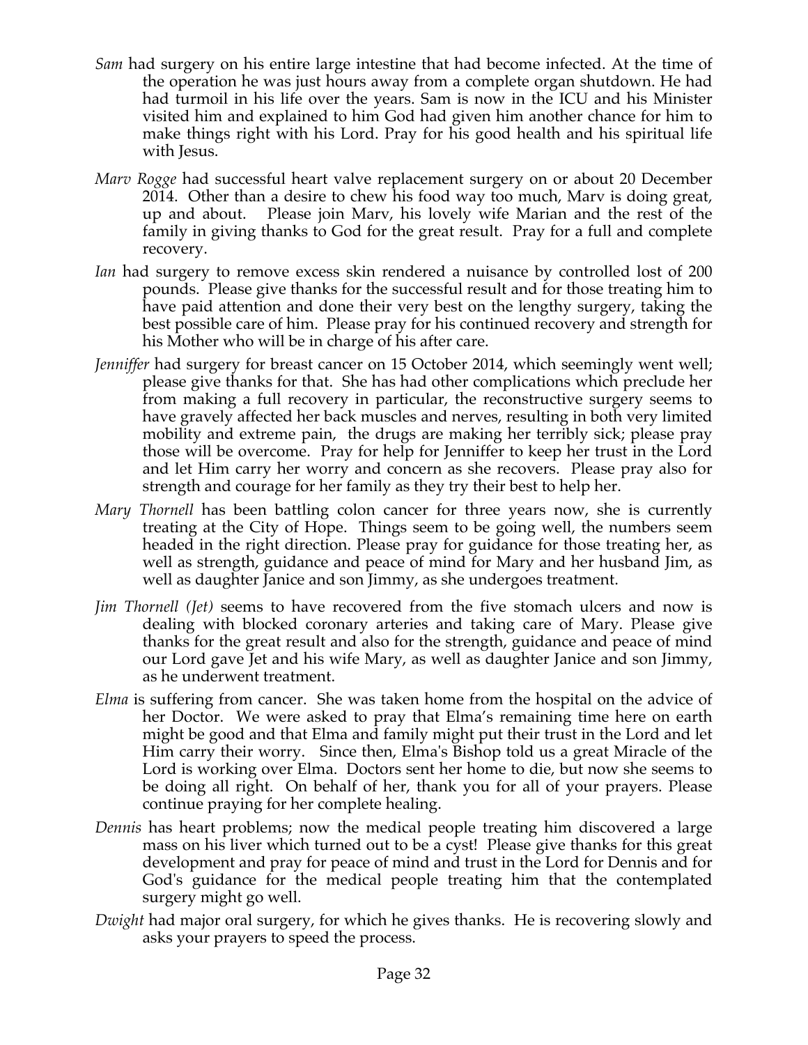*Sam* had surgery on his entire large intestine that had become infected. At the time of the operation he was just hours away from a complete organ shutdown. He had had turmoil in his life over the years. Sam is now in the ICU and his Minister visited him and explained to him God had given him another chance for him to make things right with his Lord. Pray for his good health and his spiritual life with Jesus.

*Marv Rogge* had successful heart valve replacement surgery on or about 20 December 2014. Other than a desire to chew his food way too much, Marv is doing great, up and about. Please join Marv, his lovely wife Marian and the rest of the family in giving thanks to God for the great result. Pray for a full and complete recovery.

*Ian* had surgery to remove excess skin rendered a nuisance by controlled lost of 200 pounds. Please give thanks for the successful result and for those treating him to have paid attention and done their very best on the lengthy surgery, taking the best possible care of him. Please pray for his continued recovery and strength for his Mother who will be in charge of his after care.

*Jenniffer* had surgery for breast cancer on 15 October 2014, which seemingly went well; please give thanks for that. She has had other complications which preclude her from making a full recovery in particular, the reconstructive surgery seems to have gravely affected her back muscles and nerves, resulting in both very limited mobility and extreme pain, the drugs are making her terribly sick; please pray those will be overcome. Pray for help for Jenniffer to keep her trust in the Lord and let Him carry her worry and concern as she recovers. Please pray also for strength and courage for her family as they try their best to help her.

*Mary Thornell* has been battling colon cancer for three years now, she is currently treating at the City of Hope. Things seem to be going well, the numbers seem headed in the right direction. Please pray for guidance for those treating her, as well as strength, guidance and peace of mind for Mary and her husband Jim, as well as daughter Janice and son Jimmy, as she undergoes treatment.

*Jim Thornell (Jet)* seems to have recovered from the five stomach ulcers and now is dealing with blocked coronary arteries and taking care of Mary. Please give thanks for the great result and also for the strength, guidance and peace of mind our Lord gave Jet and his wife Mary, as well as daughter Janice and son Jimmy, as he underwent treatment.

*Elma* is suffering from cancer. She was taken home from the hospital on the advice of her Doctor. We were asked to pray that Elma's remaining time here on earth might be good and that Elma and family might put their trust in the Lord and let Him carry their worry. Since then, Elma's Bishop told us a great Miracle of the Lord is working over Elma. Doctors sent her home to die, but now she seems to be doing all right. On behalf of her, thank you for all of your prayers. Please continue praying for her complete healing.

*Dennis* has heart problems; now the medical people treating him discovered a large mass on his liver which turned out to be a cyst! Please give thanks for this great development and pray for peace of mind and trust in the Lord for Dennis and for God's guidance for the medical people treating him that the contemplated surgery might go well.

*Dwight* had major oral surgery, for which he gives thanks. He is recovering slowly and asks your prayers to speed the process.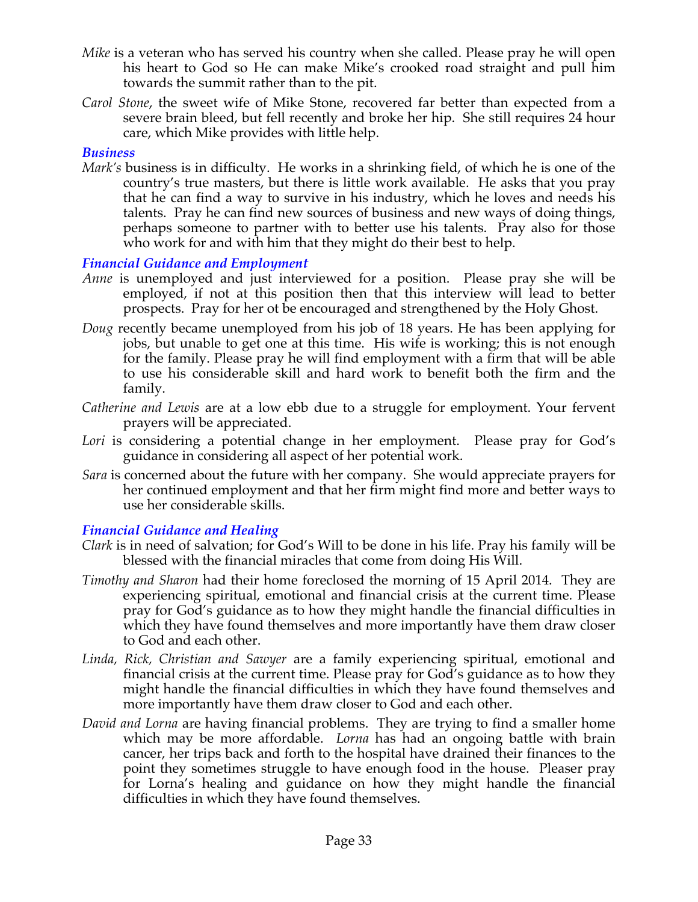*Mike* is a veteran who has served his country when she called. Please pray he will open his heart to God so He can make Mike's crooked road straight and pull him towards the summit rather than to the pit.

*Carol Stone*, the sweet wife of Mike Stone, recovered far better than expected from a severe brain bleed, but fell recently and broke her hip. She still requires 24 hour care, which Mike provides with little help.

### *Business*

*Mark's* business is in difficulty. He works in a shrinking field, of which he is one of the country's true masters, but there is little work available. He asks that you pray that he can find a way to survive in his industry, which he loves and needs his talents. Pray he can find new sources of business and new ways of doing things, perhaps someone to partner with to better use his talents. Pray also for those who work for and with him that they might do their best to help.

### *Financial Guidance and Employment*

*Anne* is unemployed and just interviewed for a position. Please pray she will be employed, if not at this position then that this interview will lead to better prospects. Pray for her ot be encouraged and strengthened by the Holy Ghost.

*Doug* recently became unemployed from his job of 18 years. He has been applying for jobs, but unable to get one at this time. His wife is working; this is not enough for the family. Please pray he will find employment with a firm that will be able to use his considerable skill and hard work to benefit both the firm and the family.

*Catherine and Lewis* are at a low ebb due to a struggle for employment. Your fervent prayers will be appreciated.

*Lori* is considering a potential change in her employment. Please pray for God's guidance in considering all aspect of her potential work.

*Sara* is concerned about the future with her company. She would appreciate prayers for her continued employment and that her firm might find more and better ways to use her considerable skills.

### *Financial Guidance and Healing*

*Clark* is in need of salvation; for God's Will to be done in his life. Pray his family will be blessed with the financial miracles that come from doing His Will.

*Timothy and Sharon* had their home foreclosed the morning of 15 April 2014. They are experiencing spiritual, emotional and financial crisis at the current time. Please pray for God's guidance as to how they might handle the financial difficulties in which they have found themselves and more importantly have them draw closer to God and each other.

*Linda, Rick, Christian and Sawyer* are a family experiencing spiritual, emotional and financial crisis at the current time. Please pray for God's guidance as to how they might handle the financial difficulties in which they have found themselves and more importantly have them draw closer to God and each other.

*David and Lorna* are having financial problems. They are trying to find a smaller home which may be more affordable. *Lorna* has had an ongoing battle with brain cancer, her trips back and forth to the hospital have drained their finances to the point they sometimes struggle to have enough food in the house. Pleaser pray for Lorna's healing and guidance on how they might handle the financial difficulties in which they have found themselves.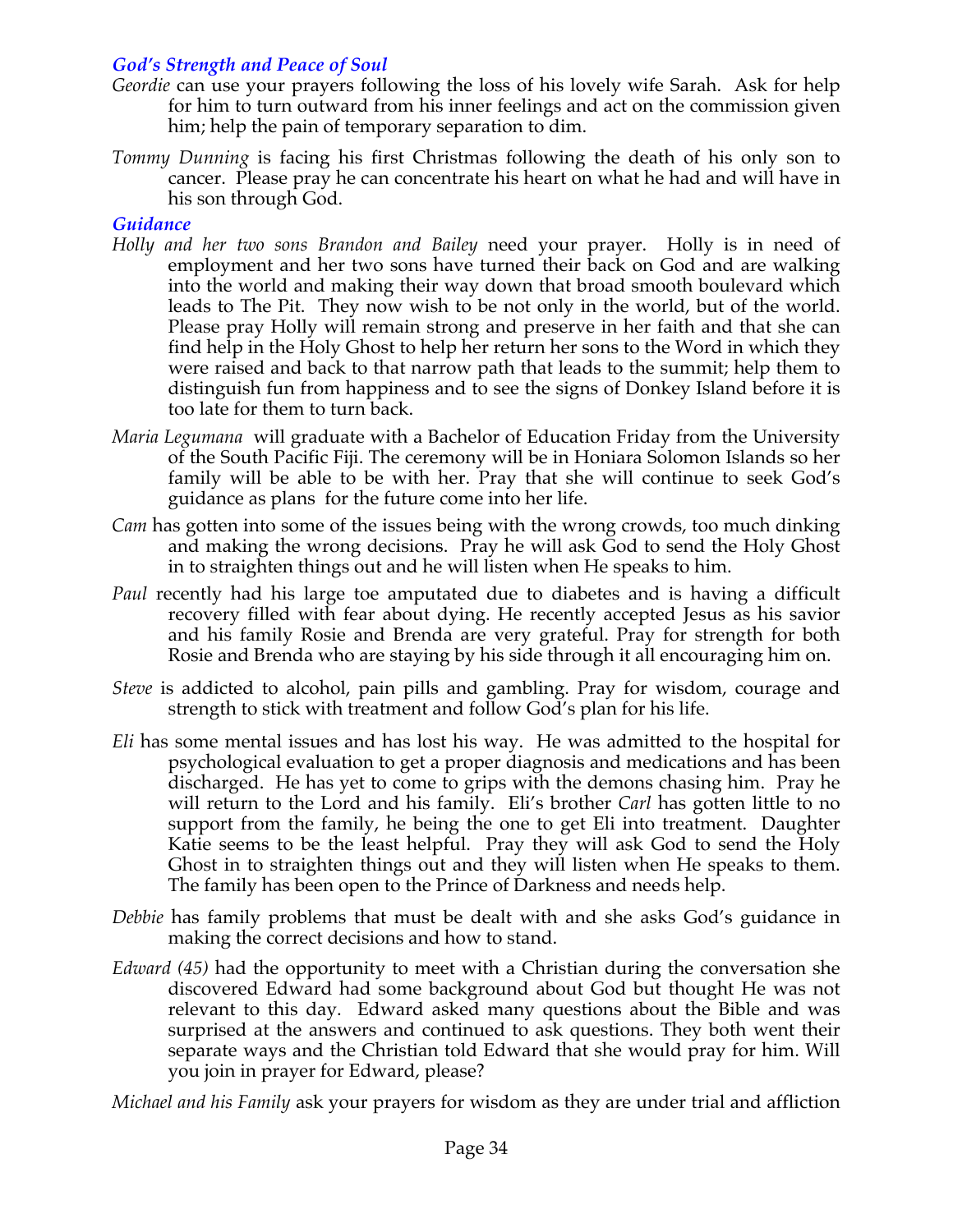### *God's Strength and Peace of Soul*

*Geordie* can use your prayers following the loss of his lovely wife Sarah. Ask for help for him to turn outward from his inner feelings and act on the commission given him; help the pain of temporary separation to dim.

*Tommy Dunning* is facing his first Christmas following the death of his only son to cancer. Please pray he can concentrate his heart on what he had and will have in his son through God.

### *Guidance*

*Holly and her two sons Brandon and Bailey* need your prayer. Holly is in need of employment and her two sons have turned their back on God and are walking into the world and making their way down that broad smooth boulevard which leads to The Pit. They now wish to be not only in the world, but of the world. Please pray Holly will remain strong and preserve in her faith and that she can find help in the Holy Ghost to help her return her sons to the Word in which they were raised and back to that narrow path that leads to the summit; help them to distinguish fun from happiness and to see the signs of Donkey Island before it is too late for them to turn back.

*Maria Legumana* will graduate with a Bachelor of Education Friday from the University of the South Pacific Fiji. The ceremony will be in Honiara Solomon Islands so her family will be able to be with her. Pray that she will continue to seek God's guidance as plans for the future come into her life.

*Cam* has gotten into some of the issues being with the wrong crowds, too much dinking and making the wrong decisions. Pray he will ask God to send the Holy Ghost in to straighten things out and he will listen when He speaks to him.

*Paul* recently had his large toe amputated due to diabetes and is having a difficult recovery filled with fear about dying. He recently accepted Jesus as his savior and his family Rosie and Brenda are very grateful. Pray for strength for both Rosie and Brenda who are staying by his side through it all encouraging him on.

*Steve* is addicted to alcohol, pain pills and gambling. Pray for wisdom, courage and strength to stick with treatment and follow God's plan for his life.

*Eli* has some mental issues and has lost his way. He was admitted to the hospital for psychological evaluation to get a proper diagnosis and medications and has been discharged. He has yet to come to grips with the demons chasing him. Pray he will return to the Lord and his family. Eli's brother *Carl* has gotten little to no support from the family, he being the one to get Eli into treatment. Daughter Katie seems to be the least helpful. Pray they will ask God to send the Holy Ghost in to straighten things out and they will listen when He speaks to them. The family has been open to the Prince of Darkness and needs help.

*Debbie* has family problems that must be dealt with and she asks God's guidance in making the correct decisions and how to stand.

*Edward (45)* had the opportunity to meet with a Christian during the conversation she discovered Edward had some background about God but thought He was not relevant to this day. Edward asked many questions about the Bible and was surprised at the answers and continued to ask questions. They both went their separate ways and the Christian told Edward that she would pray for him. Will you join in prayer for Edward, please?

*Michael and his Family* ask your prayers for wisdom as they are under trial and affliction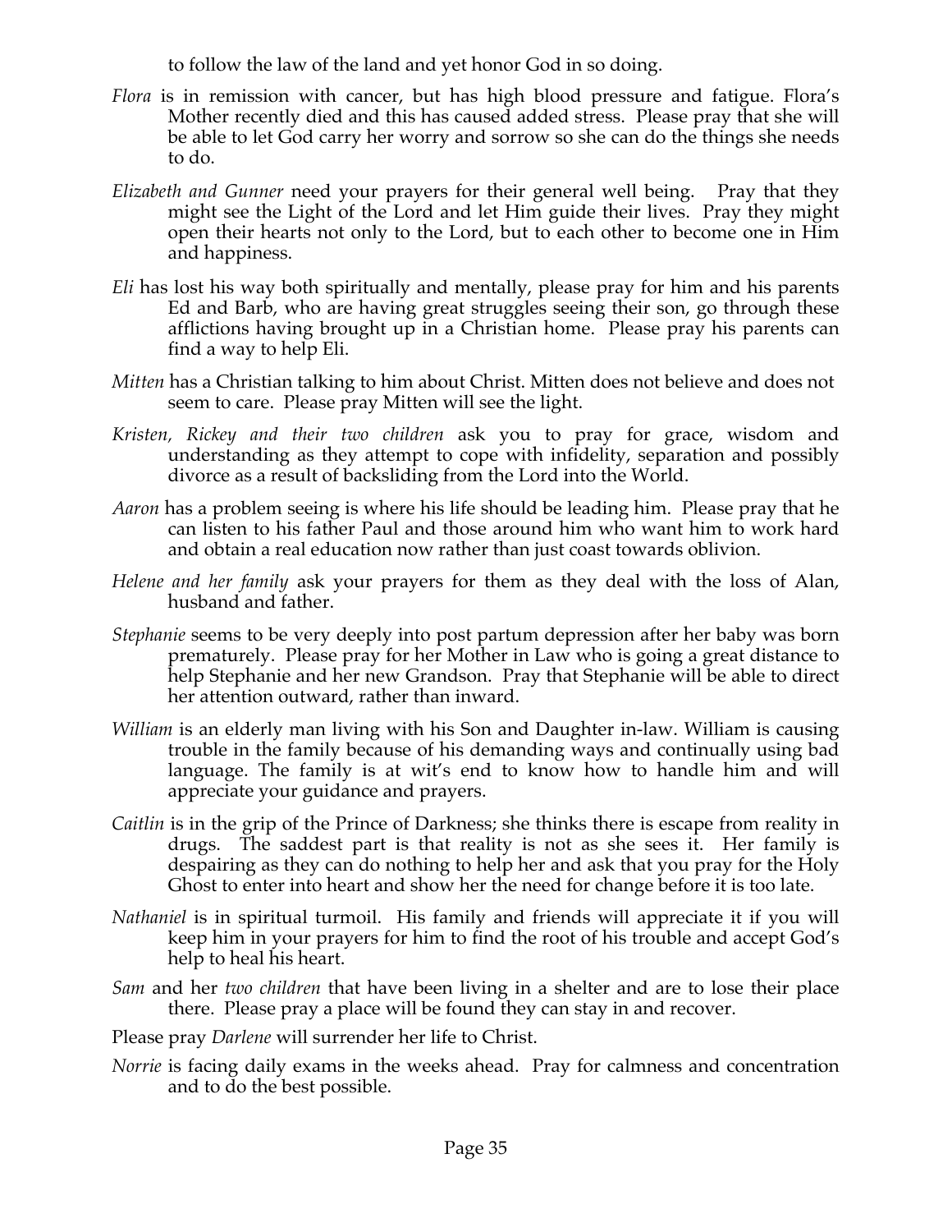to follow the law of the land and yet honor God in so doing.

*Flora* is in remission with cancer, but has high blood pressure and fatigue. Flora's Mother recently died and this has caused added stress. Please pray that she will be able to let God carry her worry and sorrow so she can do the things she needs to do.

*Elizabeth and Gunner* need your prayers for their general well being. Pray that they might see the Light of the Lord and let Him guide their lives. Pray they might open their hearts not only to the Lord, but to each other to become one in Him and happiness.

*Eli* has lost his way both spiritually and mentally, please pray for him and his parents Ed and Barb, who are having great struggles seeing their son, go through these afflictions having brought up in a Christian home. Please pray his parents can find a way to help Eli.

*Mitten* has a Christian talking to him about Christ. Mitten does not believe and does not seem to care. Please pray Mitten will see the light.

*Kristen, Rickey and their two children* ask you to pray for grace, wisdom and understanding as they attempt to cope with infidelity, separation and possibly divorce as a result of backsliding from the Lord into the World.

*Aaron* has a problem seeing is where his life should be leading him. Please pray that he can listen to his father Paul and those around him who want him to work hard and obtain a real education now rather than just coast towards oblivion.

*Helene and her family* ask your prayers for them as they deal with the loss of Alan, husband and father.

*Stephanie* seems to be very deeply into post partum depression after her baby was born prematurely. Please pray for her Mother in Law who is going a great distance to help Stephanie and her new Grandson. Pray that Stephanie will be able to direct her attention outward, rather than inward.

*William* is an elderly man living with his Son and Daughter in-law. William is causing trouble in the family because of his demanding ways and continually using bad language. The family is at wit's end to know how to handle him and will appreciate your guidance and prayers.

*Caitlin* is in the grip of the Prince of Darkness; she thinks there is escape from reality in drugs. The saddest part is that reality is not as she sees it. Her family is despairing as they can do nothing to help her and ask that you pray for the Holy Ghost to enter into heart and show her the need for change before it is too late.

*Nathaniel* is in spiritual turmoil. His family and friends will appreciate it if you will keep him in your prayers for him to find the root of his trouble and accept God's help to heal his heart.

*Sam* and her *two children* that have been living in a shelter and are to lose their place there. Please pray a place will be found they can stay in and recover.

Please pray *Darlene* will surrender her life to Christ.

*Norrie* is facing daily exams in the weeks ahead. Pray for calmness and concentration and to do the best possible.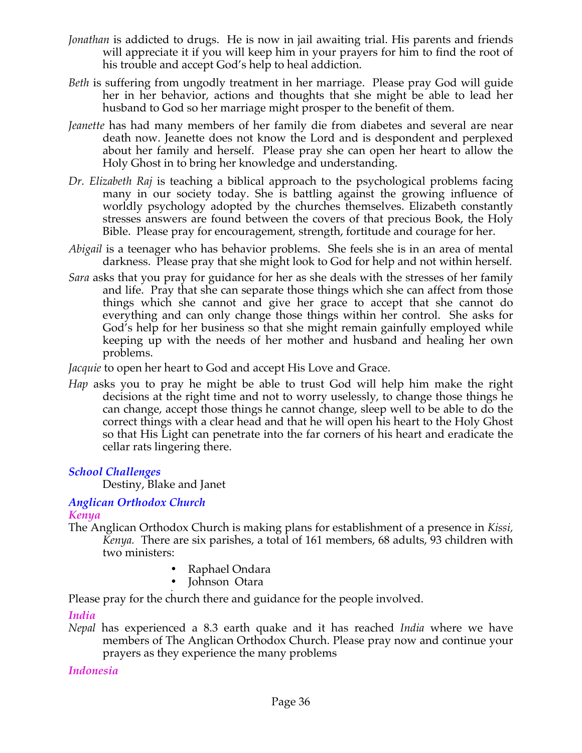*Jonathan* is addicted to drugs. He is now in jail awaiting trial. His parents and friends will appreciate it if you will keep him in your prayers for him to find the root of his trouble and accept God's help to heal addiction.

*Beth* is suffering from ungodly treatment in her marriage. Please pray God will guide her in her behavior, actions and thoughts that she might be able to lead her husband to God so her marriage might prosper to the benefit of them.

*Jeanette* has had many members of her family die from diabetes and several are near death now. Jeanette does not know the Lord and is despondent and perplexed about her family and herself. Please pray she can open her heart to allow the Holy Ghost in to bring her knowledge and understanding.

*Dr. Elizabeth Raj* is teaching a biblical approach to the psychological problems facing many in our society today. She is battling against the growing influence of worldly psychology adopted by the churches themselves. Elizabeth constantly stresses answers are found between the covers of that precious Book, the Holy Bible. Please pray for encouragement, strength, fortitude and courage for her.

*Abigail* is a teenager who has behavior problems. She feels she is in an area of mental darkness. Please pray that she might look to God for help and not within herself.

*Sara* asks that you pray for guidance for her as she deals with the stresses of her family and life. Pray that she can separate those things which she can affect from those things which she cannot and give her grace to accept that she cannot do everything and can only change those things within her control. She asks for God's help for her business so that she might remain gainfully employed while keeping up with the needs of her mother and husband and healing her own problems.

*Jacquie* to open her heart to God and accept His Love and Grace.

*Hap* asks you to pray he might be able to trust God will help him make the right decisions at the right time and not to worry uselessly, to change those things he can change, accept those things he cannot change, sleep well to be able to do the correct things with a clear head and that he will open his heart to the Holy Ghost so that His Light can penetrate into the far corners of his heart and eradicate the cellar rats lingering there.

### *School Challenges*

Destiny, Blake and Janet

### *Anglican Orthodox Church*

#### *Kenya*

The Anglican Orthodox Church is making plans for establishment of a presence in *Kissi, Kenya.* There are six parishes, a total of 161 members, 68 adults, 93 children with two ministers:

- Raphael Ondara
- Johnson Otara

Please pray for the church there and guidance for the people involved.

#### *India*

*Nepal* has experienced a 8.3 earth quake and it has reached *India* where we have members of The Anglican Orthodox Church. Please pray now and continue your prayers as they experience the many problems

#### *Indonesia*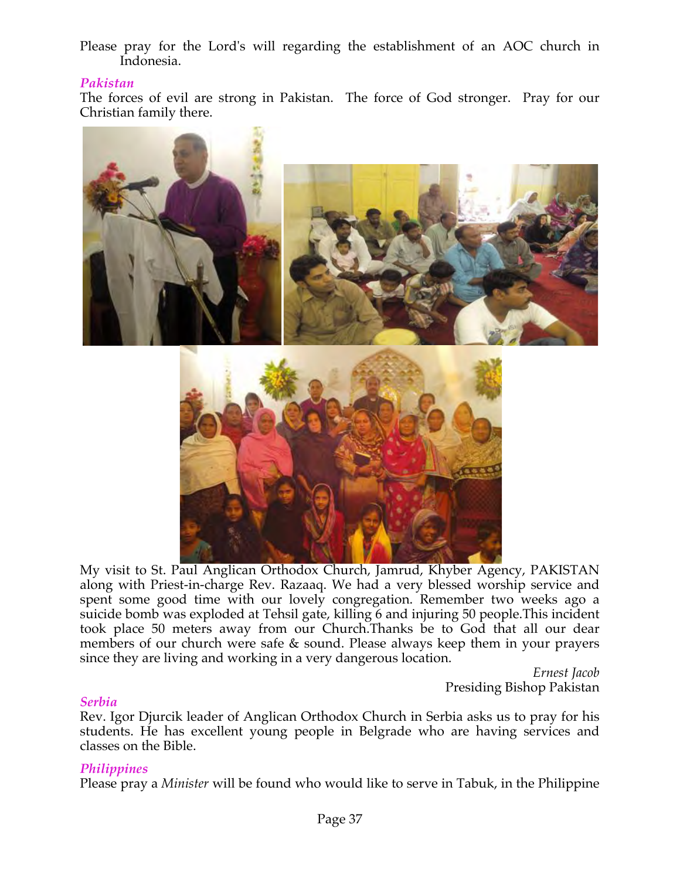Please pray for the Lord's will regarding the establishment of an AOC church in Indonesia.

### *Pakistan*

The forces of evil are strong in Pakistan. The force of God stronger. Pray for our Christian family there.

My visit to St. Paul Anglican Orthodox Church, Jamrud, Khyber Agency, PAKISTAN along with Priest-in-charge Rev. Razaaq. We had a very blessed worship service and spent some good time with our lovely congregation. Remember two weeks ago a suicide bomb was exploded at Tehsil gate, killing 6 and injuring 50 people.This incident took place 50 meters away from our Church.Thanks be to God that all our dear members of our church were safe & sound. Please always keep them in your prayers since they are living and working in a very dangerous location.

*Ernest Jacob*
Presiding Bishop Pakistan

### *Serbia*

Rev. Igor Djurcik leader of Anglican Orthodox Church in Serbia asks us to pray for his students. He has excellent young people in Belgrade who are having services and classes on the Bible.

### *Philippines*

Please pray a *Minister* will be found who would like to serve in Tabuk, in the Philippine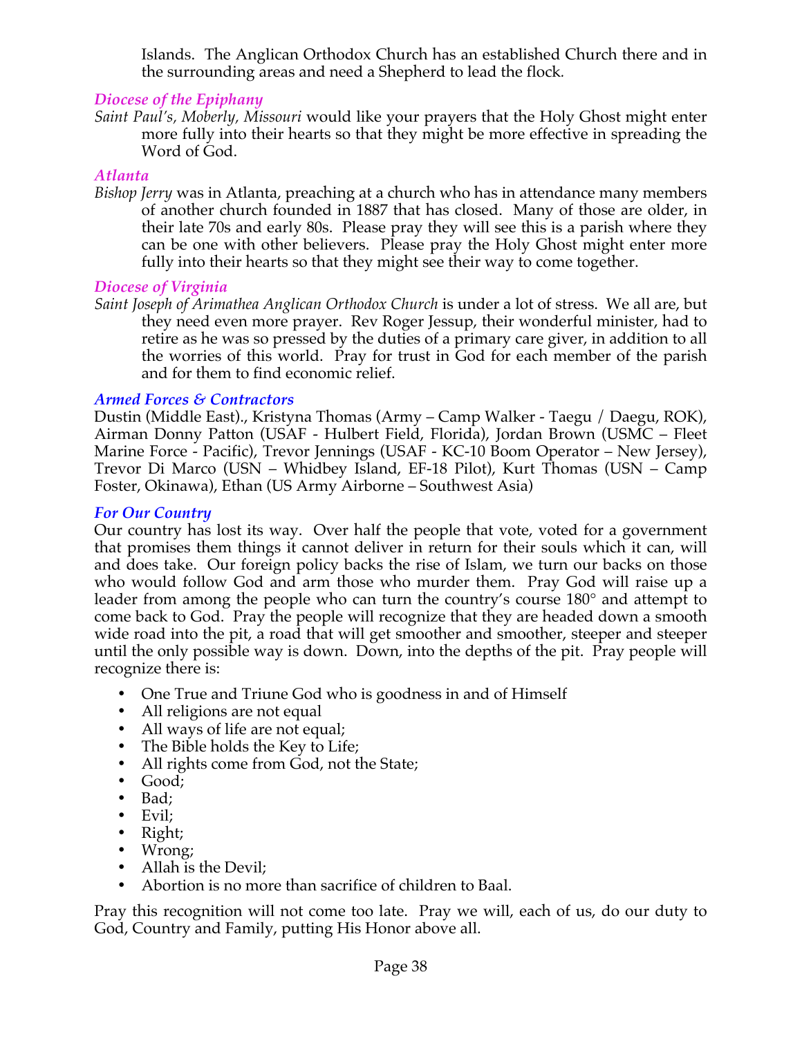Islands.  The Anglican Orthodox Church has an established Church there and in the surrounding areas and need a Shepherd to lead the flock.

### *Diocese of the Epiphany*

*Saint Paul's, Moberly, Missouri* would like your prayers that the Holy Ghost might enter more fully into their hearts so that they might be more effective in spreading the Word of God.

### *Atlanta*

*Bishop Jerry* was in Atlanta, preaching at a church who has in attendance many members of another church founded in 1887 that has closed.  Many of those are older, in their late 70s and early 80s.  Please pray they will see this is a parish where they can be one with other believers.  Please pray the Holy Ghost might enter more fully into their hearts so that they might see their way to come together.

### *Diocese of Virginia*

*Saint Joseph of Arimathea Anglican Orthodox Church* is under a lot of stress.  We all are, but they need even more prayer.  Rev Roger Jessup, their wonderful minister, had to retire as he was so pressed by the duties of a primary care giver, in addition to all the worries of this world.  Pray for trust in God for each member of the parish and for them to find economic relief.

### *Armed Forces & Contractors*

Dustin (Middle East)., Kristyna Thomas (Army – Camp Walker - Taegu / Daegu, ROK), Airman Donny Patton (USAF - Hulbert Field, Florida), Jordan Brown (USMC – Fleet Marine Force - Pacific), Trevor Jennings (USAF - KC-10 Boom Operator – New Jersey), Trevor Di Marco (USN – Whidbey Island, EF-18 Pilot), Kurt Thomas (USN – Camp Foster, Okinawa), Ethan (US Army Airborne – Southwest Asia)

### *For Our Country*

Our country has lost its way.  Over half the people that vote, voted for a government that promises them things it cannot deliver in return for their souls which it can, will and does take.  Our foreign policy backs the rise of Islam, we turn our backs on those who would follow God and arm those who murder them.  Pray God will raise up a leader from among the people who can turn the country's course 180° and attempt to come back to God.  Pray the people will recognize that they are headed down a smooth wide road into the pit, a road that will get smoother and smoother, steeper and steeper until the only possible way is down.  Down, into the depths of the pit.  Pray people will recognize there is:

- One True and Triune God who is goodness in and of Himself
- All religions are not equal
- All ways of life are not equal;
- The Bible holds the Key to Life;
- All rights come from God, not the State;
- Good;
- Bad;
- Evil;
- Right;
- Wrong;
- Allah is the Devil;
- Abortion is no more than sacrifice of children to Baal.

Pray this recognition will not come too late.  Pray we will, each of us, do our duty to God, Country and Family, putting His Honor above all.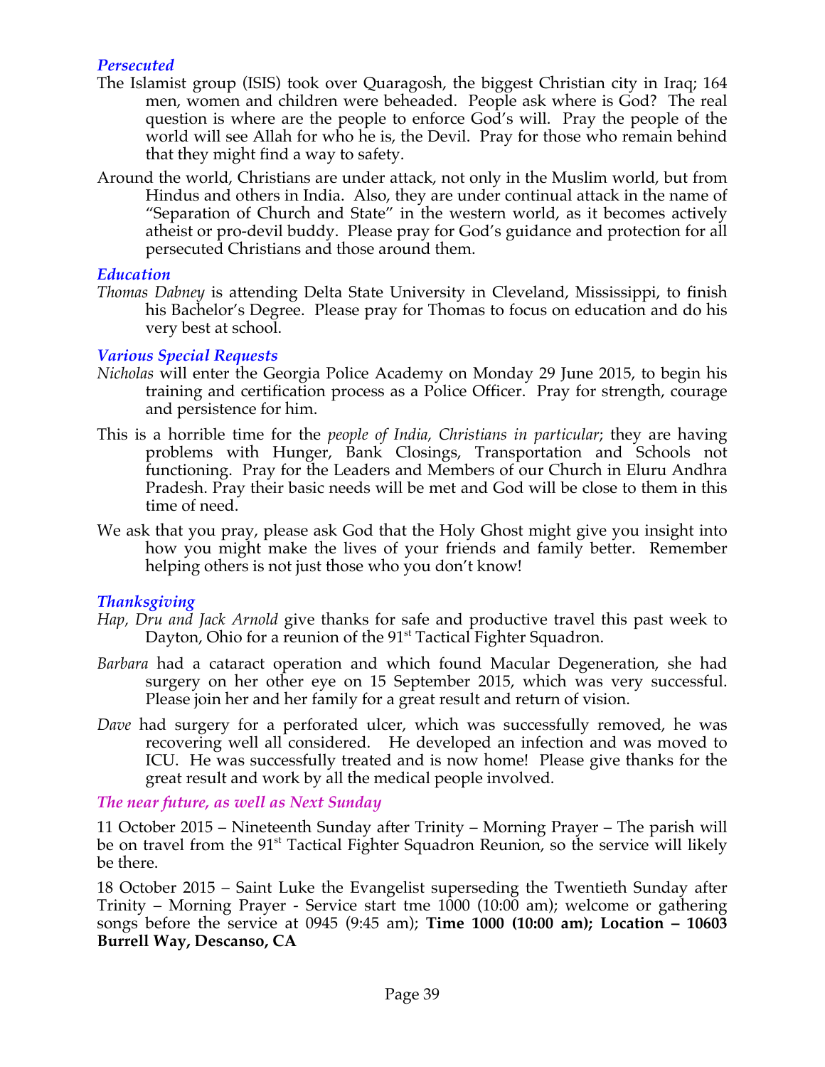### *Persecuted*

The Islamist group (ISIS) took over Quaragosh, the biggest Christian city in Iraq; 164 men, women and children were beheaded. People ask where is God? The real question is where are the people to enforce God's will. Pray the people of the world will see Allah for who he is, the Devil. Pray for those who remain behind that they might find a way to safety.

Around the world, Christians are under attack, not only in the Muslim world, but from Hindus and others in India. Also, they are under continual attack in the name of "Separation of Church and State" in the western world, as it becomes actively atheist or pro-devil buddy. Please pray for God's guidance and protection for all persecuted Christians and those around them.

### *Education*

*Thomas Dabney* is attending Delta State University in Cleveland, Mississippi, to finish his Bachelor's Degree. Please pray for Thomas to focus on education and do his very best at school.

### *Various Special Requests*

*Nicholas* will enter the Georgia Police Academy on Monday 29 June 2015, to begin his training and certification process as a Police Officer. Pray for strength, courage and persistence for him.

This is a horrible time for the *people of India, Christians in particular*; they are having problems with Hunger, Bank Closings, Transportation and Schools not functioning. Pray for the Leaders and Members of our Church in Eluru Andhra Pradesh. Pray their basic needs will be met and God will be close to them in this time of need.

We ask that you pray, please ask God that the Holy Ghost might give you insight into how you might make the lives of your friends and family better. Remember helping others is not just those who you don't know!

### *Thanksgiving*

*Hap, Dru and Jack Arnold* give thanks for safe and productive travel this past week to Dayton, Ohio for a reunion of the 91st Tactical Fighter Squadron.

*Barbara* had a cataract operation and which found Macular Degeneration, she had surgery on her other eye on 15 September 2015, which was very successful. Please join her and her family for a great result and return of vision.

*Dave* had surgery for a perforated ulcer, which was successfully removed, he was recovering well all considered. He developed an infection and was moved to ICU. He was successfully treated and is now home! Please give thanks for the great result and work by all the medical people involved.

### *The near future, as well as Next Sunday*

11 October 2015 – Nineteenth Sunday after Trinity – Morning Prayer – The parish will be on travel from the 91st Tactical Fighter Squadron Reunion, so the service will likely be there.

18 October 2015 – Saint Luke the Evangelist superseding the Twentieth Sunday after Trinity – Morning Prayer - Service start tme 1000 (10:00 am); welcome or gathering songs before the service at 0945 (9:45 am); **Time 1000 (10:00 am); Location – 10603 Burrell Way, Descanso, CA**